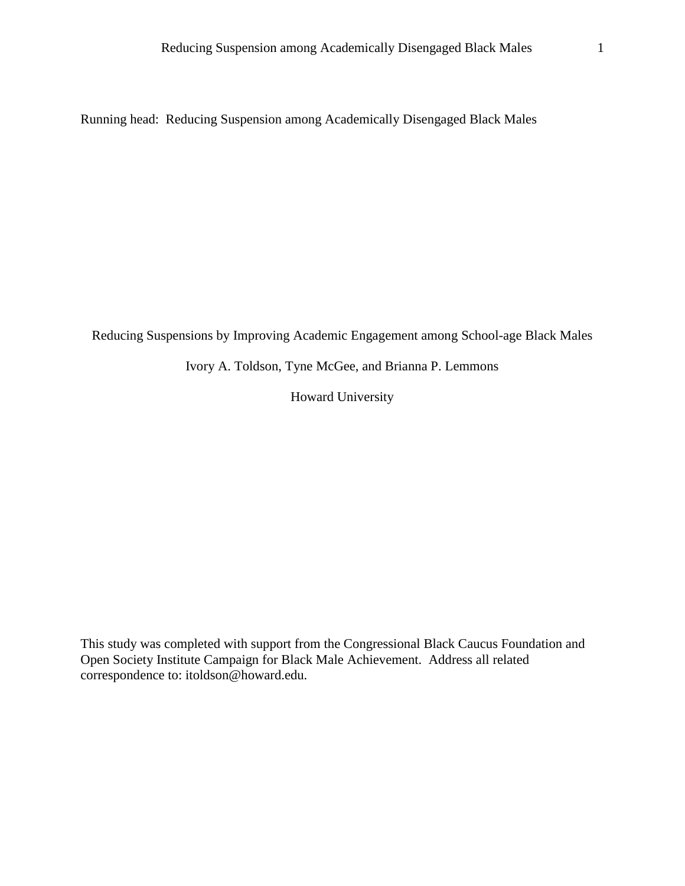Running head: Reducing Suspension among Academically Disengaged Black Males

# Reducing Suspensions by Improving Academic Engagement among School-age Black Males

Ivory A. Toldson, Tyne McGee, and Brianna P. Lemmons

Howard University

This study was completed with support from the Congressional Black Caucus Foundation and Open Society Institute Campaign for Black Male Achievement. Address all related correspondence to: itoldson@howard.edu.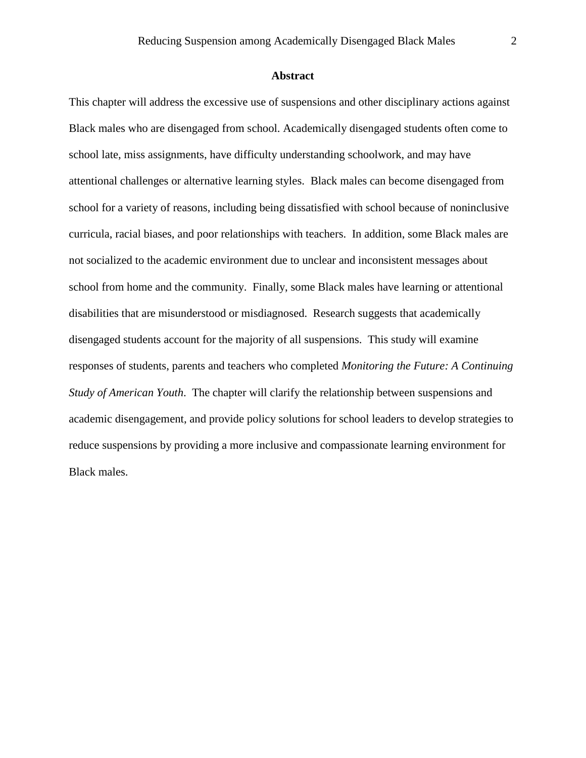## Abstract

This chapter will address the excessive use of suspensions and other disciplinary actions against Black males who are disengaged from school. Academically disengaged students often come to school late, miss assignments, have difficulty understanding schoolwork, and may have attentional challenges or alternative learning styles. Black males can become disengaged from school for a variety of reasons, including being dissatisfied with school because of noninclusive curricula, racial biases, and poor relationships with teachers. In addition, some Black males are not socialized to the academic environment due to unclear and inconsistent messages about school from home and the community. Finally, some Black males have learning or attentional disabilities that are misunderstood or misdiagnosed. Research suggests that academically disengaged students account for the majority of all suspensions. This study will examine responses of students, parents and teachers who completed *Monitoring the Future: A Continuing Study of American Youth*. The chapter will clarify the relationship between suspensions and academic disengagement, and provide policy solutions for school leaders to develop strategies to reduce suspensions by providing a more inclusive and compassionate learning environment for Black males.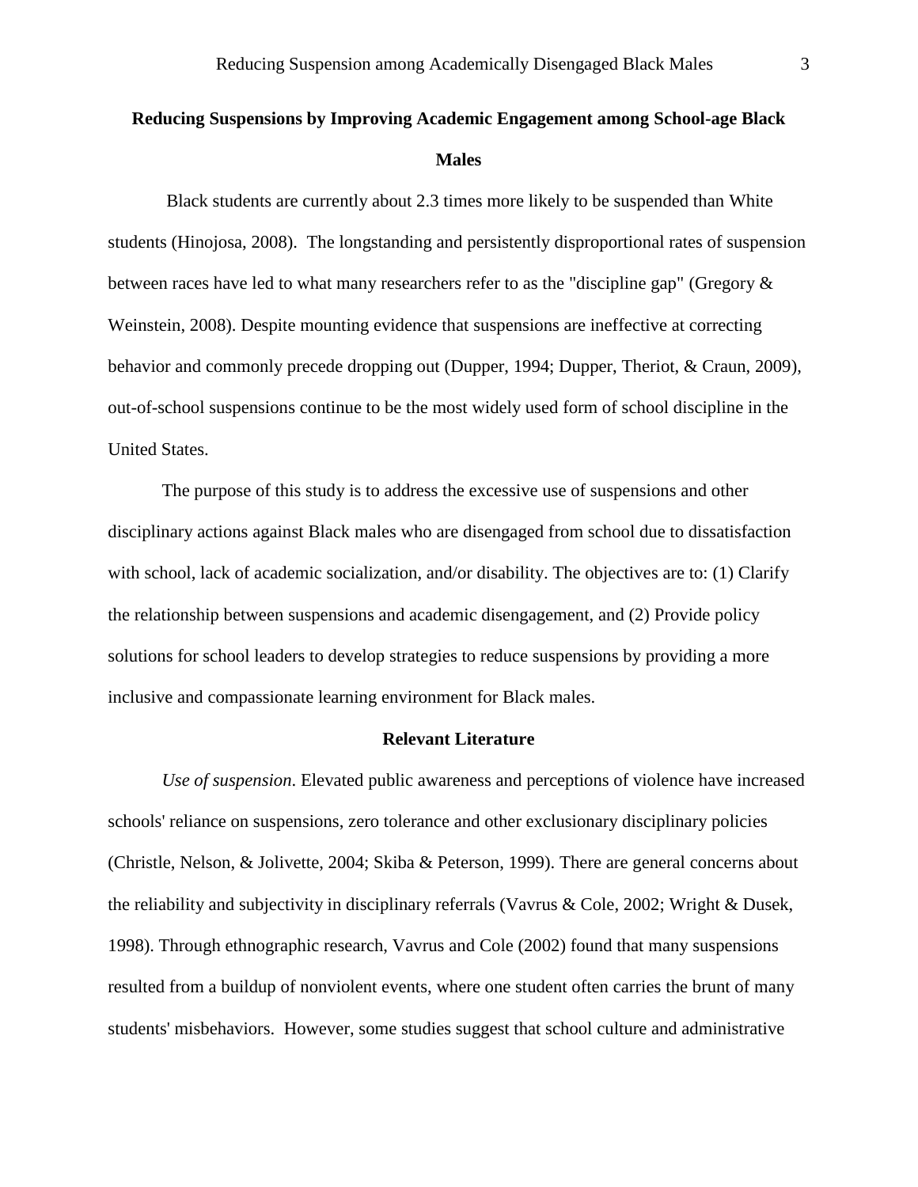## Reducing Suspensions by Improving Academic Engagement among School-age Black Males

Black students are currently about 2.3 times more likely to be suspended than White students (Hinojosa, 2008). The longstanding and persistently disproportional rates of suspension between races have led to what many researchers refer to as the "discipline gap" (Gregory & Weinstein, 2008). Despite mounting evidence that suspensions are ineffective at correcting behavior and commonly precede dropping out (Dupper, 1994; Dupper, Theriot, & Craun, 2009), out-of-school suspensions continue to be the most widely used form of school discipline in the United States.

The purpose of this study is to address the excessive use of suspensions and other disciplinary actions against Black males who are disengaged from school due to dissatisfaction with school, lack of academic socialization, and/or disability. The objectives are to: (1) Clarify the relationship between suspensions and academic disengagement, and (2) Provide policy solutions for school leaders to develop strategies to reduce suspensions by providing a more inclusive and compassionate learning environment for Black males.

### Relevant Literature

*Use of suspension*. Elevated public awareness and perceptions of violence have increased schools' reliance on suspensions, zero tolerance and other exclusionary disciplinary policies (Christle, Nelson, & Jolivette, 2004; Skiba & Peterson, 1999). There are general concerns about the reliability and subjectivity in disciplinary referrals (Vavrus & Cole, 2002; Wright & Dusek, 1998). Through ethnographic research, Vavrus and Cole (2002) found that many suspensions resulted from a buildup of nonviolent events, where one student often carries the brunt of many students' misbehaviors. However, some studies suggest that school culture and administrative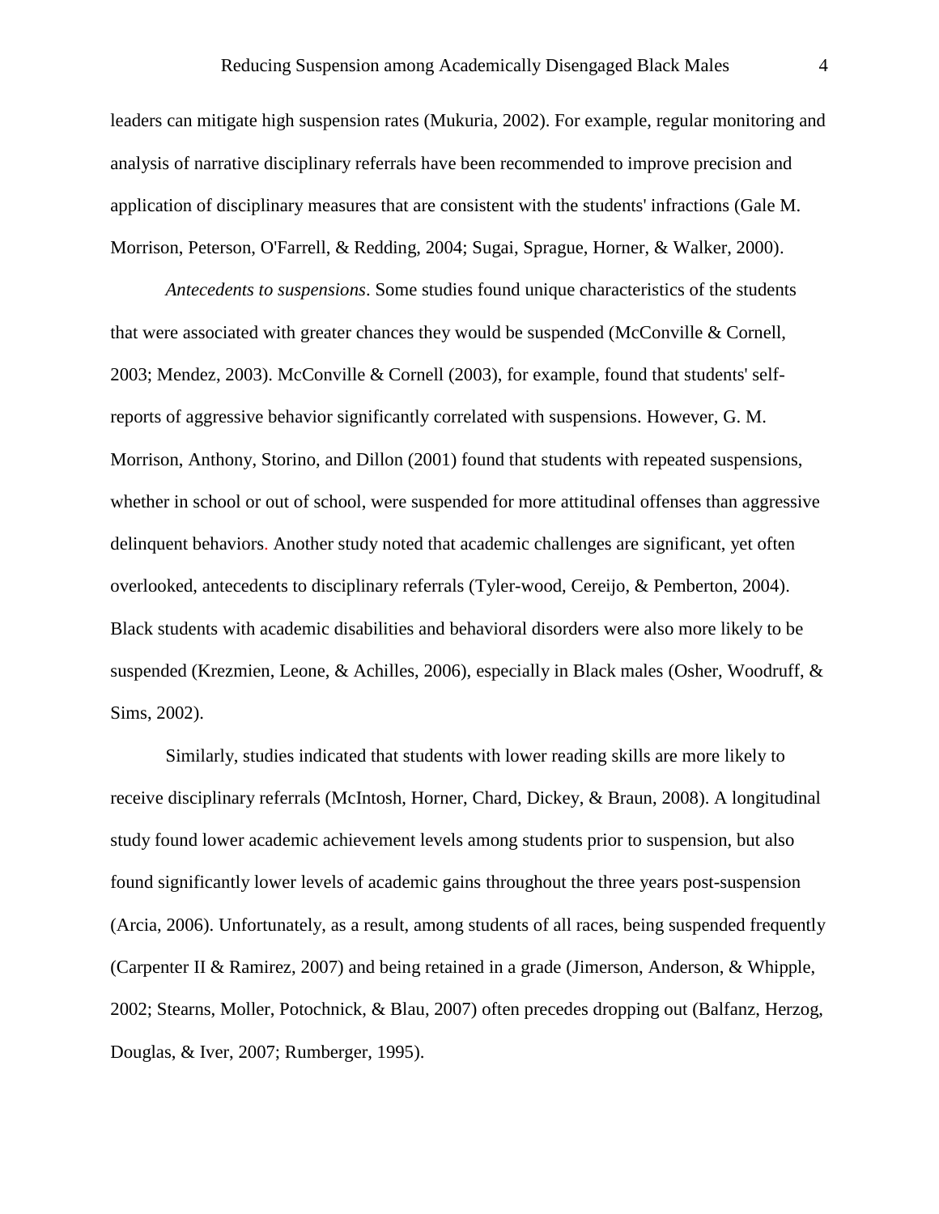leaders can mitigate high suspension rates (Mukuria, 2002). For example, regular monitoring and analysis of narrative disciplinary referrals have been recommended to improve precision and application of disciplinary measures that are consistent with the students' infractions (Gale M. Morrison, Peterson, O'Farrell, & Redding, 2004; Sugai, Sprague, Horner, & Walker, 2000).

*Antecedents to suspensions*. Some studies found unique characteristics of the students that were associated with greater chances they would be suspended (McConville & Cornell, 2003; Mendez, 2003). McConville & Cornell (2003), for example, found that students' self-reports of aggressive behavior significantly correlated with suspensions. However, G. M. Morrison, Anthony, Storino, and Dillon (2001) found that students with repeated suspensions, whether in school or out of school, were suspended for more attitudinal offenses than aggressive delinquent behaviors. Another study noted that academic challenges are significant, yet often overlooked, antecedents to disciplinary referrals (Tyler-wood, Cereijo, & Pemberton, 2004). Black students with academic disabilities and behavioral disorders were also more likely to be suspended (Krezmien, Leone, & Achilles, 2006), especially in Black males (Osher, Woodruff, & Sims, 2002).

Similarly, studies indicated that students with lower reading skills are more likely to receive disciplinary referrals (McIntosh, Horner, Chard, Dickey, & Braun, 2008). A longitudinal study found lower academic achievement levels among students prior to suspension, but also found significantly lower levels of academic gains throughout the three years post-suspension (Arcia, 2006). Unfortunately, as a result, among students of all races, being suspended frequently (Carpenter II & Ramirez, 2007) and being retained in a grade (Jimerson, Anderson, & Whipple, 2002; Stearns, Moller, Potochnick, & Blau, 2007) often precedes dropping out (Balfanz, Herzog, Douglas, & Iver, 2007; Rumberger, 1995).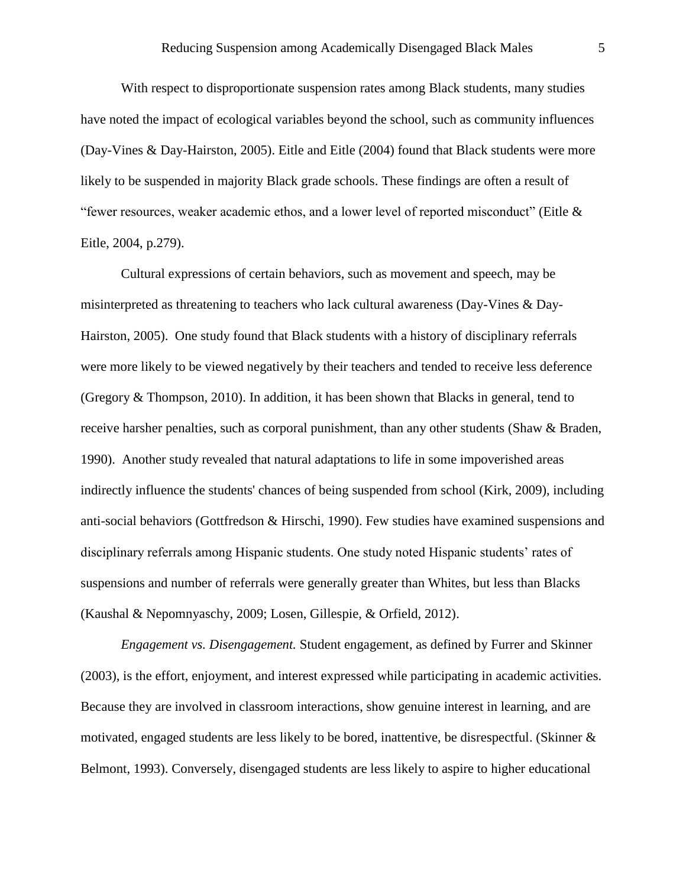With respect to disproportionate suspension rates among Black students, many studies have noted the impact of ecological variables beyond the school, such as community influences (Day-Vines & Day-Hairston, 2005). Eitle and Eitle (2004) found that Black students were more likely to be suspended in majority Black grade schools. These findings are often a result of "fewer resources, weaker academic ethos, and a lower level of reported misconduct" (Eitle & Eitle, 2004, p.279).

Cultural expressions of certain behaviors, such as movement and speech, may be misinterpreted as threatening to teachers who lack cultural awareness (Day-Vines & Day-Hairston, 2005). One study found that Black students with a history of disciplinary referrals were more likely to be viewed negatively by their teachers and tended to receive less deference (Gregory & Thompson, 2010). In addition, it has been shown that Blacks in general, tend to receive harsher penalties, such as corporal punishment, than any other students (Shaw & Braden, 1990). Another study revealed that natural adaptations to life in some impoverished areas indirectly influence the students' chances of being suspended from school (Kirk, 2009), including anti-social behaviors (Gottfredson & Hirschi, 1990). Few studies have examined suspensions and disciplinary referrals among Hispanic students. One study noted Hispanic students' rates of suspensions and number of referrals were generally greater than Whites, but less than Blacks (Kaushal & Nepomnyaschy, 2009; Losen, Gillespie, & Orfield, 2012).

*Engagement vs. Disengagement.* Student engagement, as defined by Furrer and Skinner (2003), is the effort, enjoyment, and interest expressed while participating in academic activities. Because they are involved in classroom interactions, show genuine interest in learning, and are motivated, engaged students are less likely to be bored, inattentive, be disrespectful. (Skinner & Belmont, 1993). Conversely, disengaged students are less likely to aspire to higher educational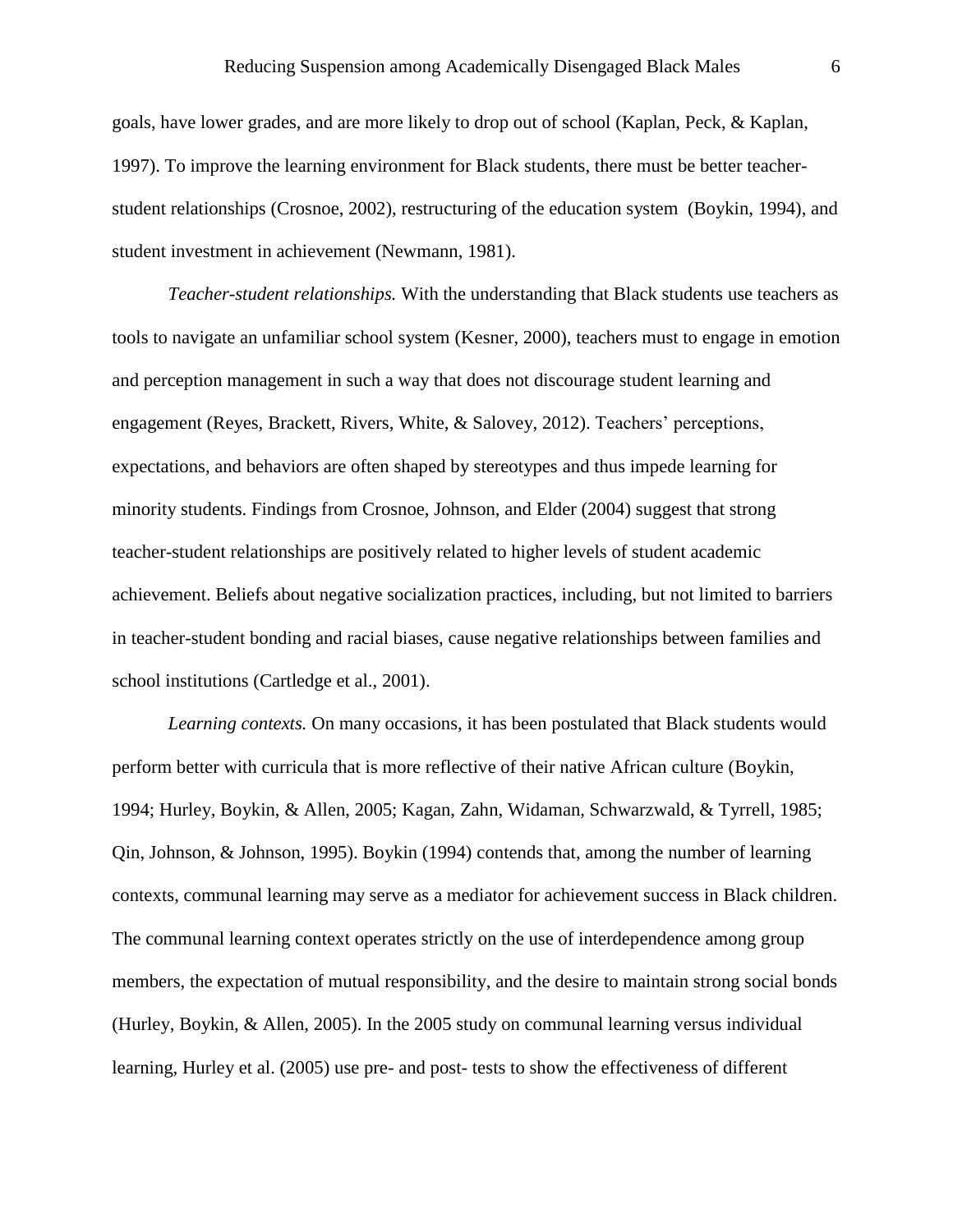goals, have lower grades, and are more likely to drop out of school (Kaplan, Peck, & Kaplan, 1997). To improve the learning environment for Black students, there must be better teacher-student relationships (Crosnoe, 2002), restructuring of the education system  (Boykin, 1994), and student investment in achievement (Newmann, 1981).

*Teacher-student relationships.* With the understanding that Black students use teachers as tools to navigate an unfamiliar school system (Kesner, 2000), teachers must to engage in emotion and perception management in such a way that does not discourage student learning and engagement (Reyes, Brackett, Rivers, White, & Salovey, 2012). Teachers' perceptions, expectations, and behaviors are often shaped by stereotypes and thus impede learning for minority students. Findings from Crosnoe, Johnson, and Elder (2004) suggest that strong teacher-student relationships are positively related to higher levels of student academic achievement. Beliefs about negative socialization practices, including, but not limited to barriers in teacher-student bonding and racial biases, cause negative relationships between families and school institutions (Cartledge et al., 2001).

*Learning contexts.* On many occasions, it has been postulated that Black students would perform better with curricula that is more reflective of their native African culture (Boykin, 1994; Hurley, Boykin, & Allen, 2005; Kagan, Zahn, Widaman, Schwarzwald, & Tyrrell, 1985; Qin, Johnson, & Johnson, 1995). Boykin (1994) contends that, among the number of learning contexts, communal learning may serve as a mediator for achievement success in Black children. The communal learning context operates strictly on the use of interdependence among group members, the expectation of mutual responsibility, and the desire to maintain strong social bonds (Hurley, Boykin, & Allen, 2005). In the 2005 study on communal learning versus individual learning, Hurley et al. (2005) use pre- and post- tests to show the effectiveness of different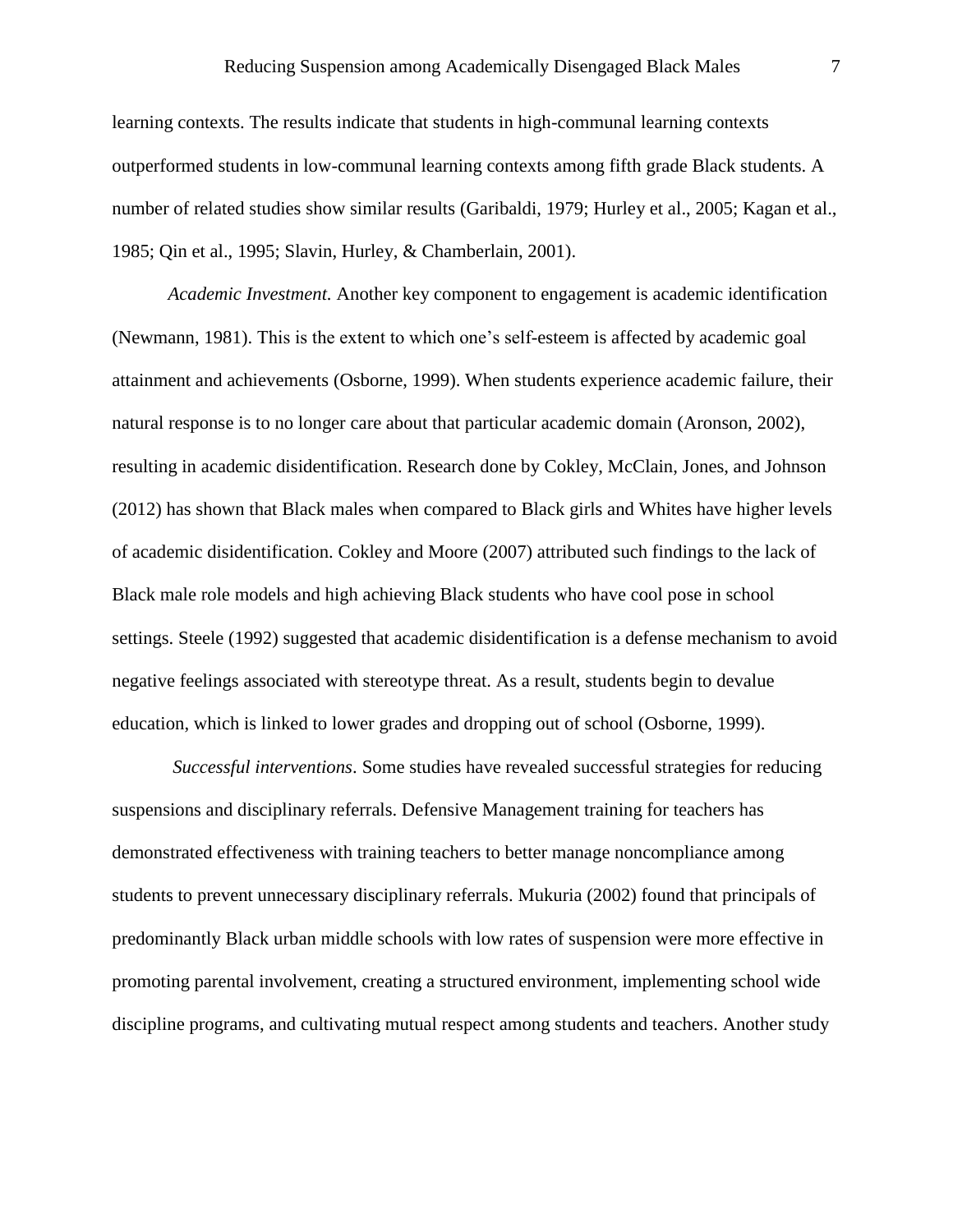learning contexts. The results indicate that students in high-communal learning contexts outperformed students in low-communal learning contexts among fifth grade Black students. A number of related studies show similar results (Garibaldi, 1979; Hurley et al., 2005; Kagan et al., 1985; Qin et al., 1995; Slavin, Hurley, & Chamberlain, 2001).

*Academic Investment.* Another key component to engagement is academic identification (Newmann, 1981). This is the extent to which one's self-esteem is affected by academic goal attainment and achievements (Osborne, 1999). When students experience academic failure, their natural response is to no longer care about that particular academic domain (Aronson, 2002), resulting in academic disidentification. Research done by Cokley, McClain, Jones, and Johnson (2012) has shown that Black males when compared to Black girls and Whites have higher levels of academic disidentification. Cokley and Moore (2007) attributed such findings to the lack of Black male role models and high achieving Black students who have cool pose in school settings. Steele (1992) suggested that academic disidentification is a defense mechanism to avoid negative feelings associated with stereotype threat. As a result, students begin to devalue education, which is linked to lower grades and dropping out of school (Osborne, 1999).

*Successful interventions*. Some studies have revealed successful strategies for reducing suspensions and disciplinary referrals. Defensive Management training for teachers has demonstrated effectiveness with training teachers to better manage noncompliance among students to prevent unnecessary disciplinary referrals. Mukuria (2002) found that principals of predominantly Black urban middle schools with low rates of suspension were more effective in promoting parental involvement, creating a structured environment, implementing school wide discipline programs, and cultivating mutual respect among students and teachers. Another study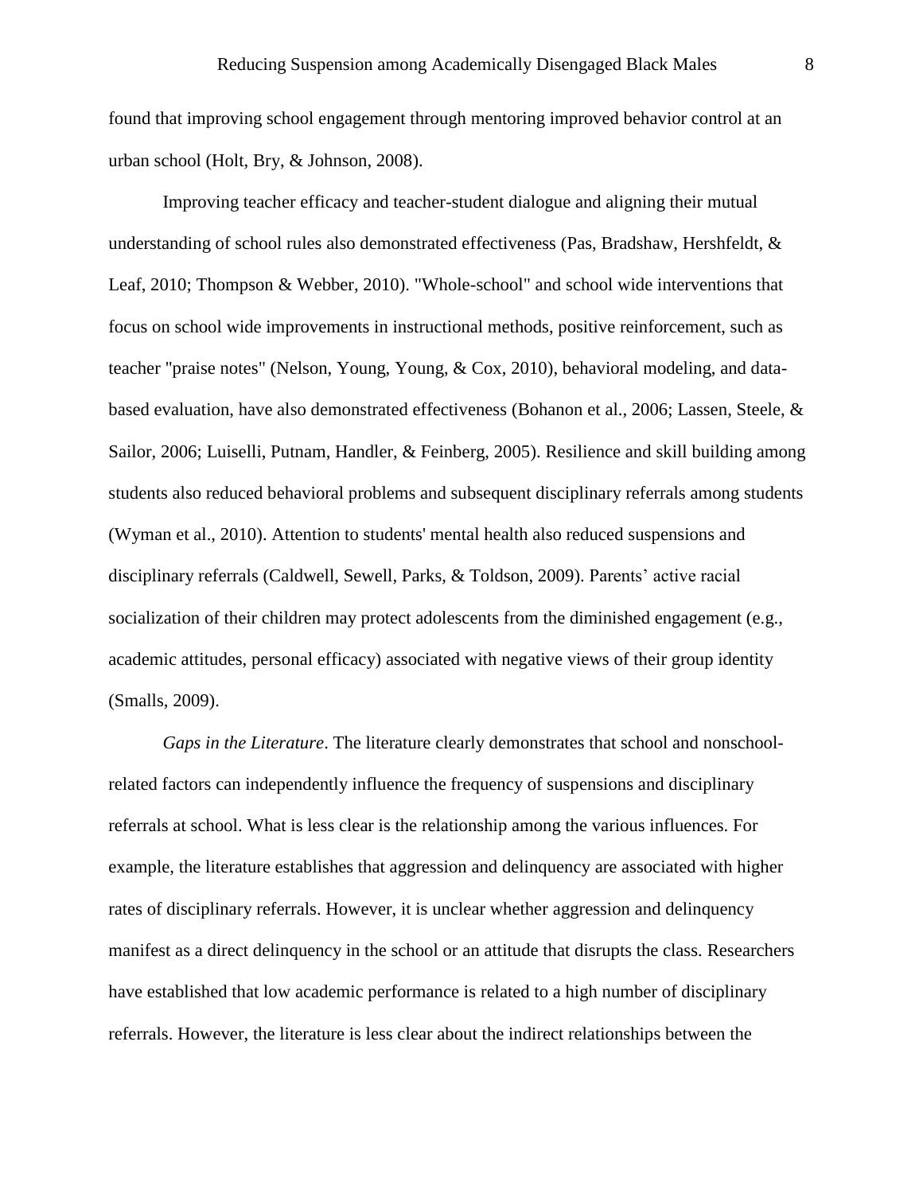found that improving school engagement through mentoring improved behavior control at an urban school (Holt, Bry, & Johnson, 2008).

Improving teacher efficacy and teacher-student dialogue and aligning their mutual understanding of school rules also demonstrated effectiveness (Pas, Bradshaw, Hershfeldt, & Leaf, 2010; Thompson & Webber, 2010). "Whole-school" and school wide interventions that focus on school wide improvements in instructional methods, positive reinforcement, such as teacher "praise notes" (Nelson, Young, Young, & Cox, 2010), behavioral modeling, and data-based evaluation, have also demonstrated effectiveness (Bohanon et al., 2006; Lassen, Steele, & Sailor, 2006; Luiselli, Putnam, Handler, & Feinberg, 2005). Resilience and skill building among students also reduced behavioral problems and subsequent disciplinary referrals among students (Wyman et al., 2010). Attention to students' mental health also reduced suspensions and disciplinary referrals (Caldwell, Sewell, Parks, & Toldson, 2009). Parents' active racial socialization of their children may protect adolescents from the diminished engagement (e.g., academic attitudes, personal efficacy) associated with negative views of their group identity (Smalls, 2009).

*Gaps in the Literature*. The literature clearly demonstrates that school and nonschool-related factors can independently influence the frequency of suspensions and disciplinary referrals at school. What is less clear is the relationship among the various influences. For example, the literature establishes that aggression and delinquency are associated with higher rates of disciplinary referrals. However, it is unclear whether aggression and delinquency manifest as a direct delinquency in the school or an attitude that disrupts the class. Researchers have established that low academic performance is related to a high number of disciplinary referrals. However, the literature is less clear about the indirect relationships between the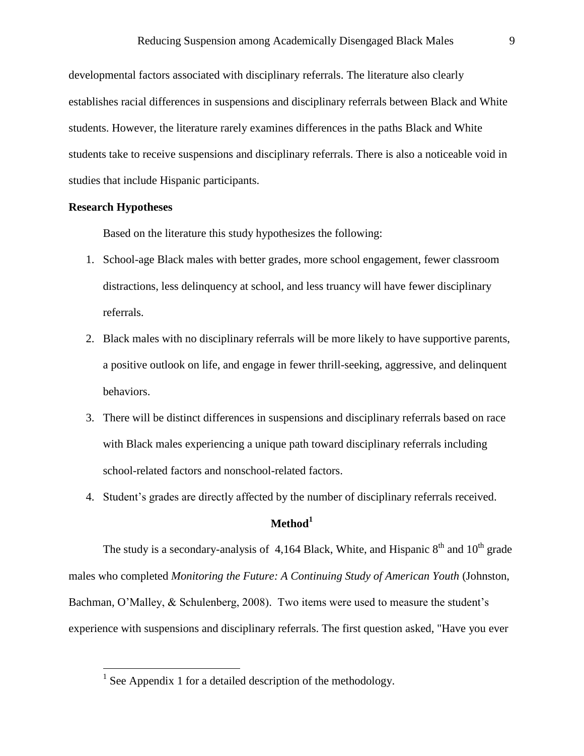developmental factors associated with disciplinary referrals. The literature also clearly establishes racial differences in suspensions and disciplinary referrals between Black and White students. However, the literature rarely examines differences in the paths Black and White students take to receive suspensions and disciplinary referrals. There is also a noticeable void in studies that include Hispanic participants.

**Research Hypotheses**

Based on the literature this study hypothesizes the following:

1. School-age Black males with better grades, more school engagement, fewer classroom distractions, less delinquency at school, and less truancy will have fewer disciplinary referrals.
2. Black males with no disciplinary referrals will be more likely to have supportive parents, a positive outlook on life, and engage in fewer thrill-seeking, aggressive, and delinquent behaviors.
3. There will be distinct differences in suspensions and disciplinary referrals based on race with Black males experiencing a unique path toward disciplinary referrals including school-related factors and nonschool-related factors.
4. Student's grades are directly affected by the number of disciplinary referrals received.

## Method[1]

The study is a secondary-analysis of 4,164 Black, White, and Hispanic 8th and 10th grade males who completed *Monitoring the Future: A Continuing Study of American Youth* (Johnston, Bachman, O'Malley, & Schulenberg, 2008). Two items were used to measure the student's experience with suspensions and disciplinary referrals. The first question asked, "Have you ever

[1] See Appendix 1 for a detailed description of the methodology.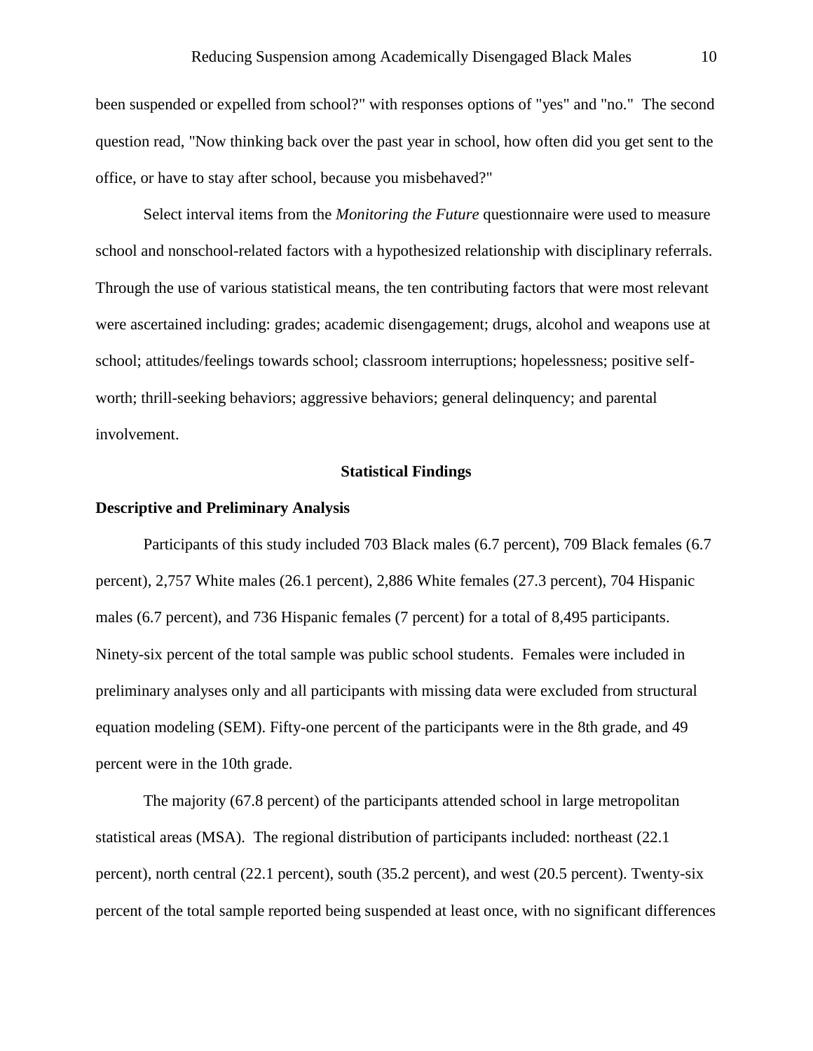been suspended or expelled from school?" with responses options of "yes" and "no." The second question read, "Now thinking back over the past year in school, how often did you get sent to the office, or have to stay after school, because you misbehaved?"

Select interval items from the *Monitoring the Future* questionnaire were used to measure school and nonschool-related factors with a hypothesized relationship with disciplinary referrals. Through the use of various statistical means, the ten contributing factors that were most relevant were ascertained including: grades; academic disengagement; drugs, alcohol and weapons use at school; attitudes/feelings towards school; classroom interruptions; hopelessness; positive self-worth; thrill-seeking behaviors; aggressive behaviors; general delinquency; and parental involvement.

## Statistical Findings

### Descriptive and Preliminary Analysis

Participants of this study included 703 Black males (6.7 percent), 709 Black females (6.7 percent), 2,757 White males (26.1 percent), 2,886 White females (27.3 percent), 704 Hispanic males (6.7 percent), and 736 Hispanic females (7 percent) for a total of 8,495 participants. Ninety-six percent of the total sample was public school students. Females were included in preliminary analyses only and all participants with missing data were excluded from structural equation modeling (SEM). Fifty-one percent of the participants were in the 8th grade, and 49 percent were in the 10th grade.

The majority (67.8 percent) of the participants attended school in large metropolitan statistical areas (MSA). The regional distribution of participants included: northeast (22.1 percent), north central (22.1 percent), south (35.2 percent), and west (20.5 percent). Twenty-six percent of the total sample reported being suspended at least once, with no significant differences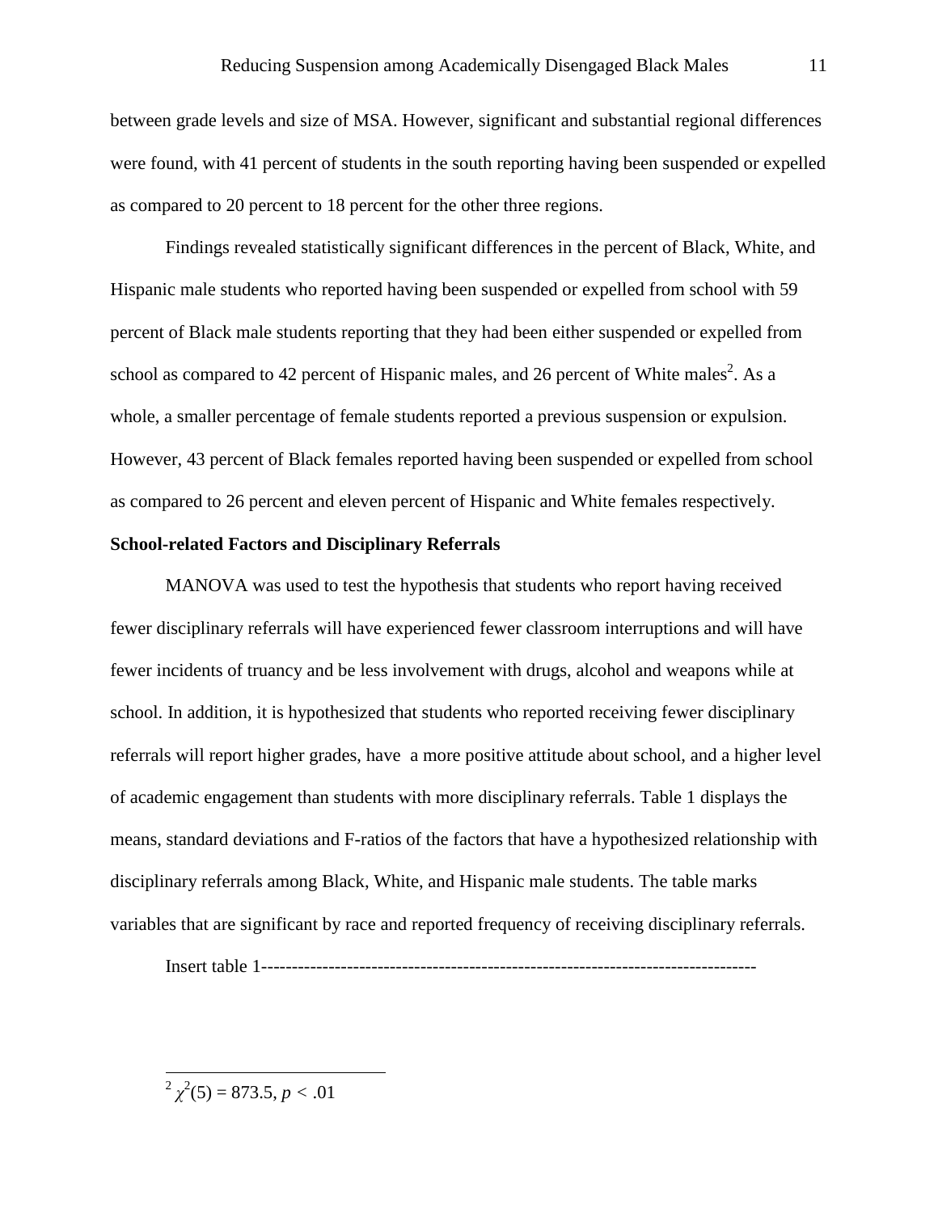between grade levels and size of MSA. However, significant and substantial regional differences were found, with 41 percent of students in the south reporting having been suspended or expelled as compared to 20 percent to 18 percent for the other three regions.

Findings revealed statistically significant differences in the percent of Black, White, and Hispanic male students who reported having been suspended or expelled from school with 59 percent of Black male students reporting that they had been either suspended or expelled from school as compared to 42 percent of Hispanic males, and 26 percent of White males[2]. As a whole, a smaller percentage of female students reported a previous suspension or expulsion. However, 43 percent of Black females reported having been suspended or expelled from school as compared to 26 percent and eleven percent of Hispanic and White females respectively.

**School-related Factors and Disciplinary Referrals**

MANOVA was used to test the hypothesis that students who report having received fewer disciplinary referrals will have experienced fewer classroom interruptions and will have fewer incidents of truancy and be less involvement with drugs, alcohol and weapons while at school. In addition, it is hypothesized that students who reported receiving fewer disciplinary referrals will report higher grades, have a more positive attitude about school, and a higher level of academic engagement than students with more disciplinary referrals. Table 1 displays the means, standard deviations and F-ratios of the factors that have a hypothesized relationship with disciplinary referrals among Black, White, and Hispanic male students. The table marks variables that are significant by race and reported frequency of receiving disciplinary referrals.

Insert table 1--------------------------------------------------------------------------------

[2] $\chi^2(5) = 873.5$, $p < .01$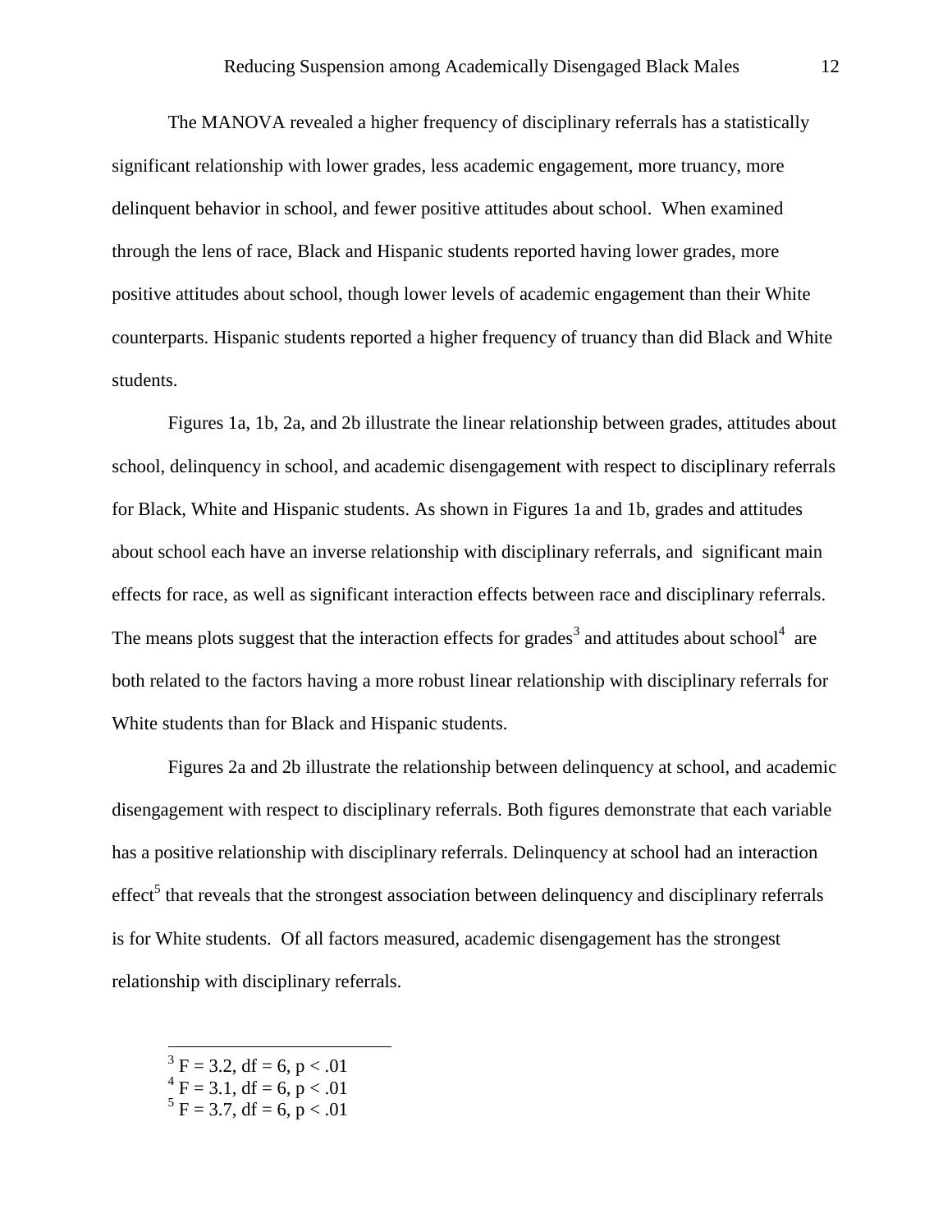The MANOVA revealed a higher frequency of disciplinary referrals has a statistically significant relationship with lower grades, less academic engagement, more truancy, more delinquent behavior in school, and fewer positive attitudes about school. When examined through the lens of race, Black and Hispanic students reported having lower grades, more positive attitudes about school, though lower levels of academic engagement than their White counterparts. Hispanic students reported a higher frequency of truancy than did Black and White students.

Figures 1a, 1b, 2a, and 2b illustrate the linear relationship between grades, attitudes about school, delinquency in school, and academic disengagement with respect to disciplinary referrals for Black, White and Hispanic students. As shown in Figures 1a and 1b, grades and attitudes about school each have an inverse relationship with disciplinary referrals, and significant main effects for race, as well as significant interaction effects between race and disciplinary referrals. The means plots suggest that the interaction effects for grades[3] and attitudes about school[4] are both related to the factors having a more robust linear relationship with disciplinary referrals for White students than for Black and Hispanic students.

Figures 2a and 2b illustrate the relationship between delinquency at school, and academic disengagement with respect to disciplinary referrals. Both figures demonstrate that each variable has a positive relationship with disciplinary referrals. Delinquency at school had an interaction effect[5] that reveals that the strongest association between delinquency and disciplinary referrals is for White students. Of all factors measured, academic disengagement has the strongest relationship with disciplinary referrals.

---

[3] $F = 3.2$, $df = 6$, $p < .01$
[4] $F = 3.1$, $df = 6$, $p < .01$
[5] $F = 3.7$, $df = 6$, $p < .01$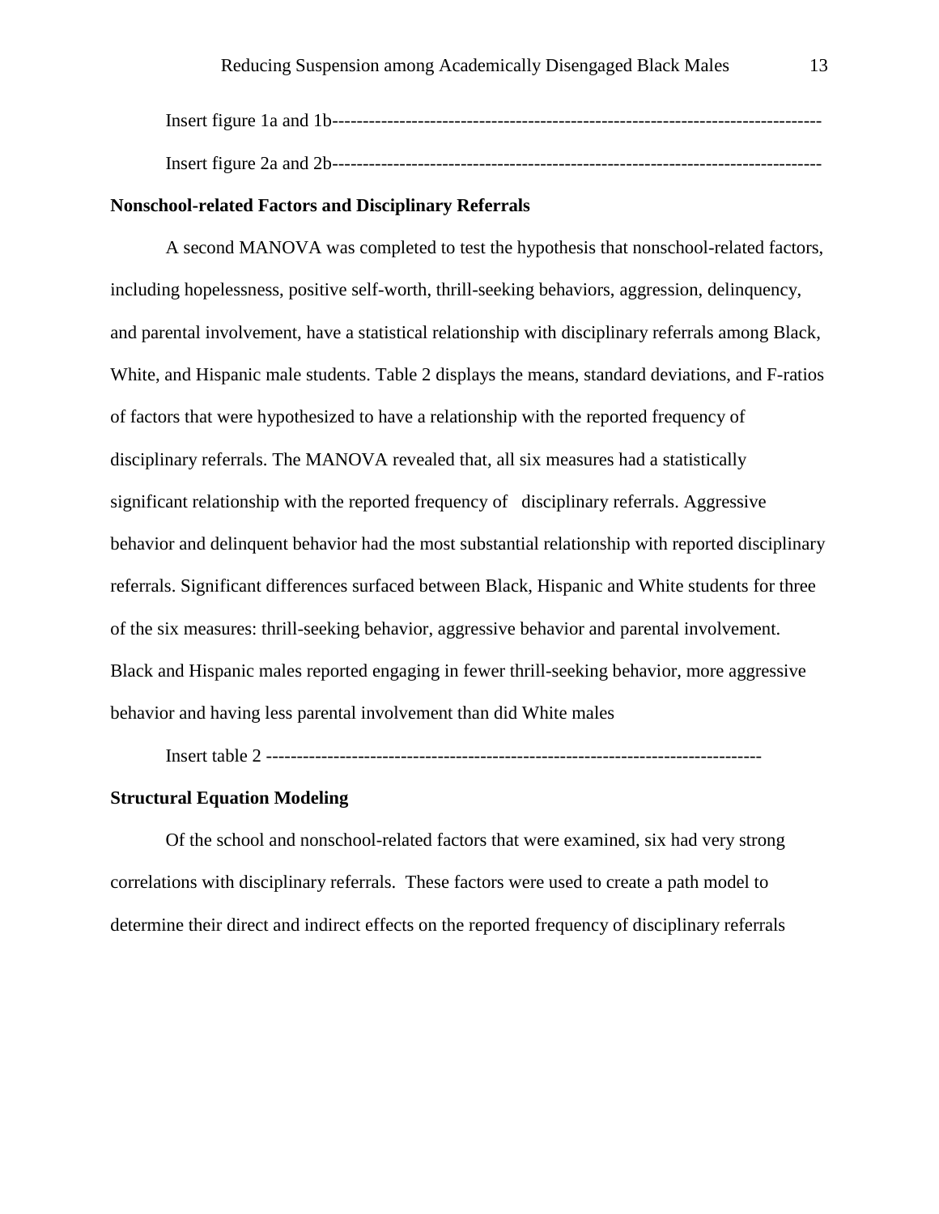Insert figure 1a and 1b-------------------------------------------------------------------------------

Insert figure 2a and 2b-------------------------------------------------------------------------------

**Nonschool-related Factors and Disciplinary Referrals**

A second MANOVA was completed to test the hypothesis that nonschool-related factors, including hopelessness, positive self-worth, thrill-seeking behaviors, aggression, delinquency, and parental involvement, have a statistical relationship with disciplinary referrals among Black, White, and Hispanic male students. Table 2 displays the means, standard deviations, and F-ratios of factors that were hypothesized to have a relationship with the reported frequency of disciplinary referrals. The MANOVA revealed that, all six measures had a statistically significant relationship with the reported frequency of disciplinary referrals. Aggressive behavior and delinquent behavior had the most substantial relationship with reported disciplinary referrals. Significant differences surfaced between Black, Hispanic and White students for three of the six measures: thrill-seeking behavior, aggressive behavior and parental involvement. Black and Hispanic males reported engaging in fewer thrill-seeking behavior, more aggressive behavior and having less parental involvement than did White males

Insert table 2 -------------------------------------------------------------------------------

**Structural Equation Modeling**

Of the school and nonschool-related factors that were examined, six had very strong correlations with disciplinary referrals. These factors were used to create a path model to determine their direct and indirect effects on the reported frequency of disciplinary referrals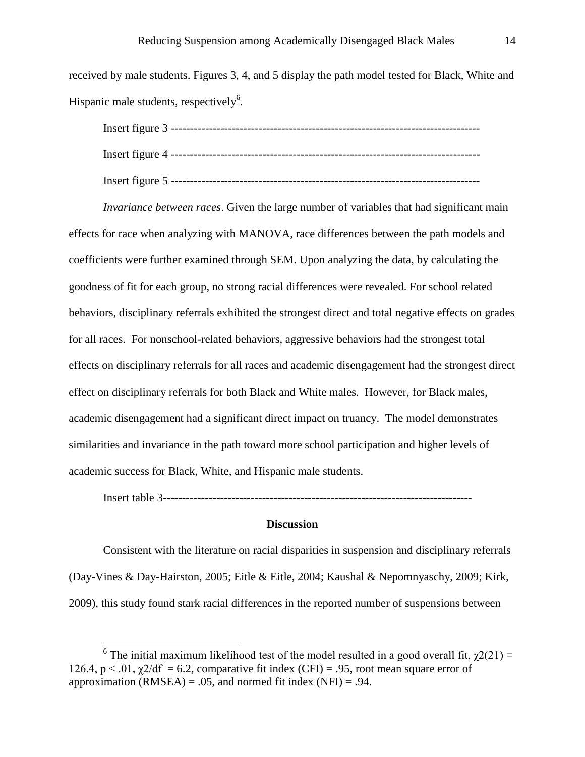received by male students. Figures 3, 4, and 5 display the path model tested for Black, White and Hispanic male students, respectively[6].

Insert figure 3 --------------------------------------------------------------------------------

Insert figure 4 --------------------------------------------------------------------------------

Insert figure 5 --------------------------------------------------------------------------------

*Invariance between races*. Given the large number of variables that had significant main effects for race when analyzing with MANOVA, race differences between the path models and coefficients were further examined through SEM. Upon analyzing the data, by calculating the goodness of fit for each group, no strong racial differences were revealed. For school related behaviors, disciplinary referrals exhibited the strongest direct and total negative effects on grades for all races. For nonschool-related behaviors, aggressive behaviors had the strongest total effects on disciplinary referrals for all races and academic disengagement had the strongest direct effect on disciplinary referrals for both Black and White males. However, for Black males, academic disengagement had a significant direct impact on truancy. The model demonstrates similarities and invariance in the path toward more school participation and higher levels of academic success for Black, White, and Hispanic male students.

Insert table 3--------------------------------------------------------------------------------

## Discussion

Consistent with the literature on racial disparities in suspension and disciplinary referrals (Day-Vines & Day-Hairston, 2005; Eitle & Eitle, 2004; Kaushal & Nepomnyaschy, 2009; Kirk, 2009), this study found stark racial differences in the reported number of suspensions between

[6] The initial maximum likelihood test of the model resulted in a good overall fit, $\chi2(21) = 126.4$, $p < .01$, $\chi2/df = 6.2$, comparative fit index (CFI) = .95, root mean square error of approximation (RMSEA) = .05, and normed fit index (NFI) = .94.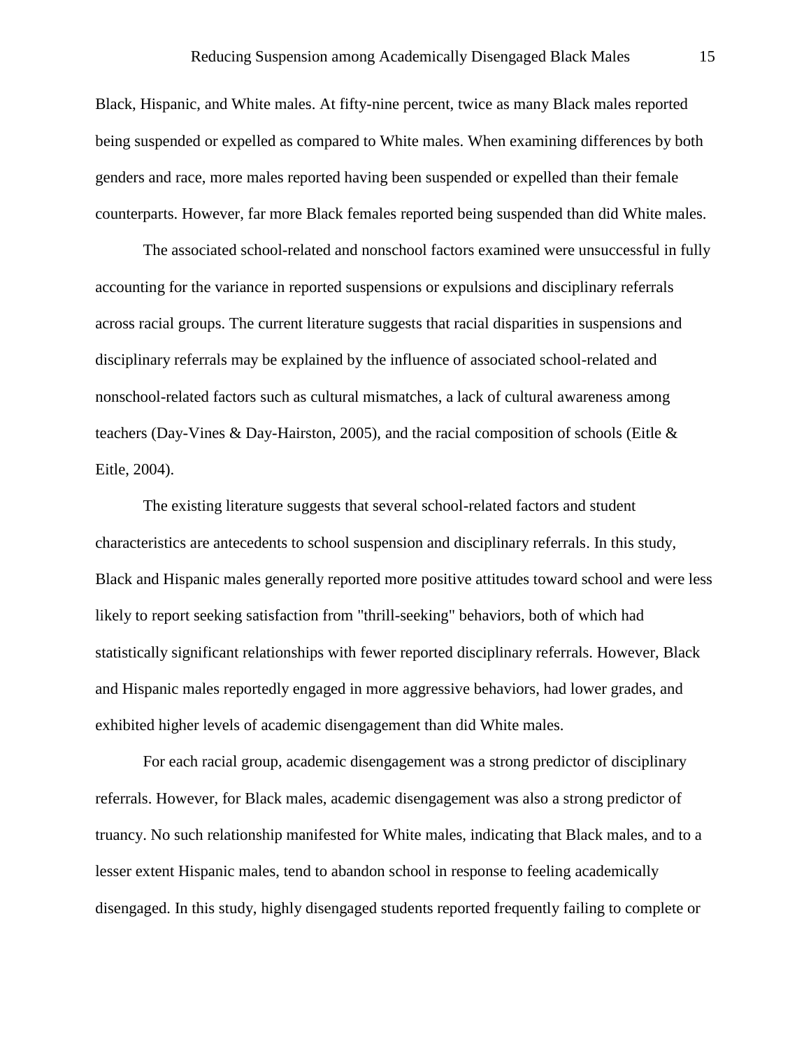Black, Hispanic, and White males. At fifty-nine percent, twice as many Black males reported being suspended or expelled as compared to White males. When examining differences by both genders and race, more males reported having been suspended or expelled than their female counterparts. However, far more Black females reported being suspended than did White males.

The associated school-related and nonschool factors examined were unsuccessful in fully accounting for the variance in reported suspensions or expulsions and disciplinary referrals across racial groups. The current literature suggests that racial disparities in suspensions and disciplinary referrals may be explained by the influence of associated school-related and nonschool-related factors such as cultural mismatches, a lack of cultural awareness among teachers (Day-Vines & Day-Hairston, 2005), and the racial composition of schools (Eitle & Eitle, 2004).

The existing literature suggests that several school-related factors and student characteristics are antecedents to school suspension and disciplinary referrals. In this study, Black and Hispanic males generally reported more positive attitudes toward school and were less likely to report seeking satisfaction from "thrill-seeking" behaviors, both of which had statistically significant relationships with fewer reported disciplinary referrals. However, Black and Hispanic males reportedly engaged in more aggressive behaviors, had lower grades, and exhibited higher levels of academic disengagement than did White males.

For each racial group, academic disengagement was a strong predictor of disciplinary referrals. However, for Black males, academic disengagement was also a strong predictor of truancy. No such relationship manifested for White males, indicating that Black males, and to a lesser extent Hispanic males, tend to abandon school in response to feeling academically disengaged. In this study, highly disengaged students reported frequently failing to complete or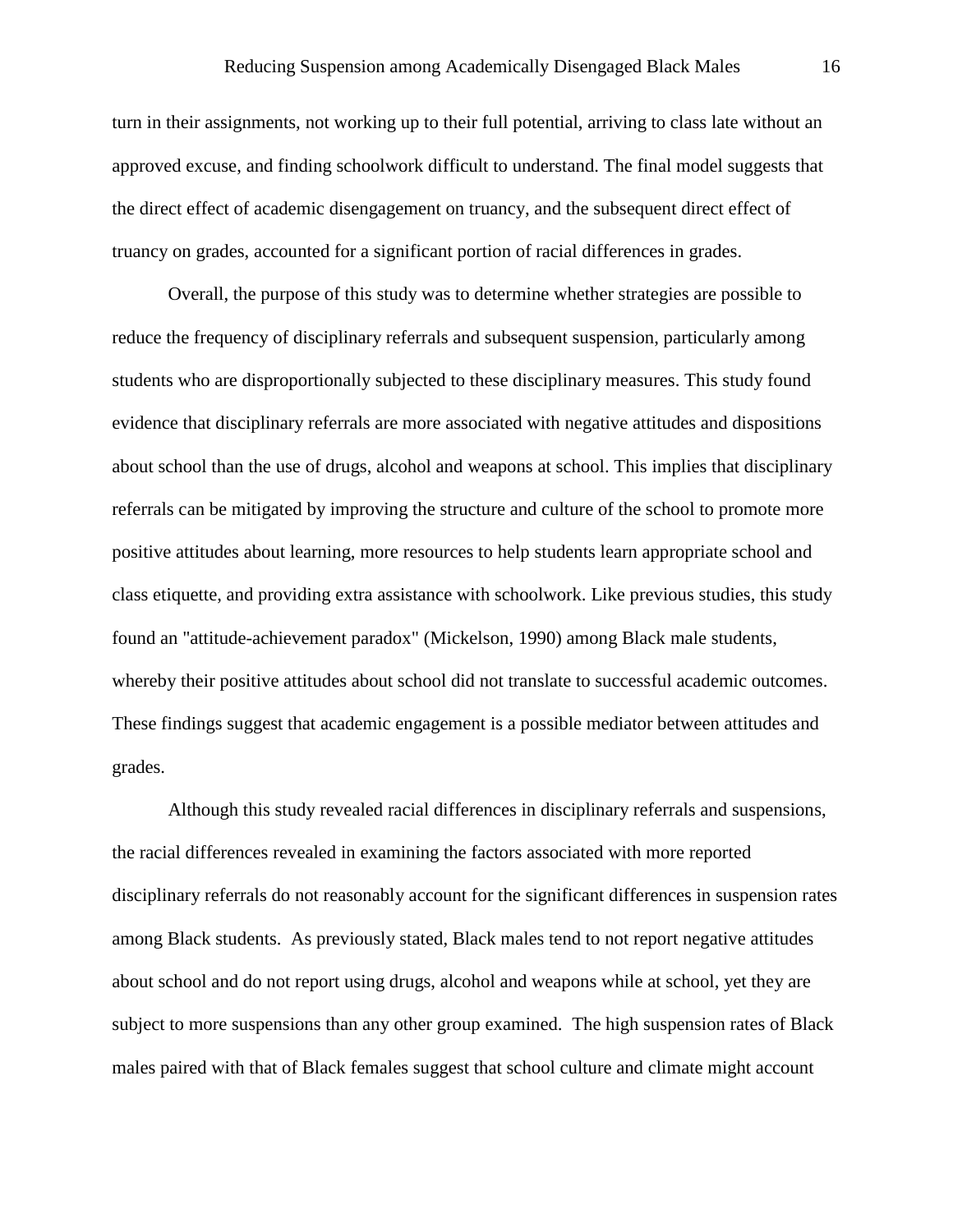turn in their assignments, not working up to their full potential, arriving to class late without an approved excuse, and finding schoolwork difficult to understand. The final model suggests that the direct effect of academic disengagement on truancy, and the subsequent direct effect of truancy on grades, accounted for a significant portion of racial differences in grades.

Overall, the purpose of this study was to determine whether strategies are possible to reduce the frequency of disciplinary referrals and subsequent suspension, particularly among students who are disproportionally subjected to these disciplinary measures. This study found evidence that disciplinary referrals are more associated with negative attitudes and dispositions about school than the use of drugs, alcohol and weapons at school. This implies that disciplinary referrals can be mitigated by improving the structure and culture of the school to promote more positive attitudes about learning, more resources to help students learn appropriate school and class etiquette, and providing extra assistance with schoolwork. Like previous studies, this study found an "attitude-achievement paradox" (Mickelson, 1990) among Black male students, whereby their positive attitudes about school did not translate to successful academic outcomes. These findings suggest that academic engagement is a possible mediator between attitudes and grades.

Although this study revealed racial differences in disciplinary referrals and suspensions, the racial differences revealed in examining the factors associated with more reported disciplinary referrals do not reasonably account for the significant differences in suspension rates among Black students. As previously stated, Black males tend to not report negative attitudes about school and do not report using drugs, alcohol and weapons while at school, yet they are subject to more suspensions than any other group examined. The high suspension rates of Black males paired with that of Black females suggest that school culture and climate might account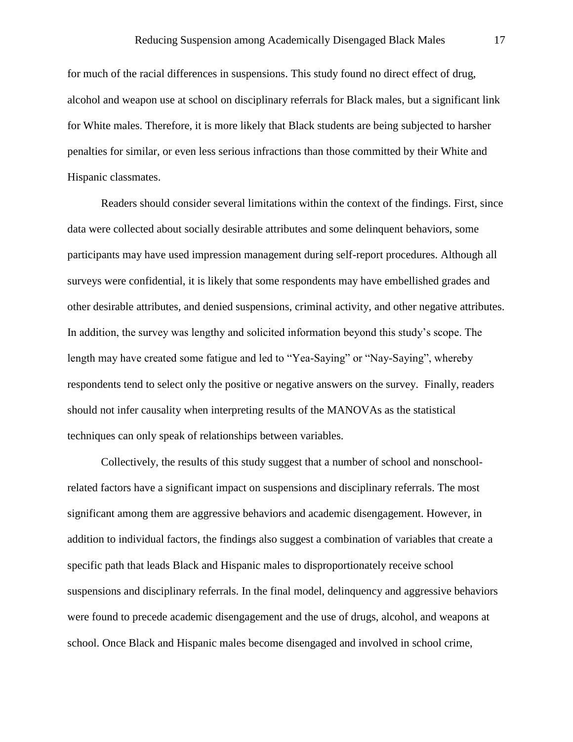for much of the racial differences in suspensions. This study found no direct effect of drug, alcohol and weapon use at school on disciplinary referrals for Black males, but a significant link for White males. Therefore, it is more likely that Black students are being subjected to harsher penalties for similar, or even less serious infractions than those committed by their White and Hispanic classmates.

Readers should consider several limitations within the context of the findings. First, since data were collected about socially desirable attributes and some delinquent behaviors, some participants may have used impression management during self-report procedures. Although all surveys were confidential, it is likely that some respondents may have embellished grades and other desirable attributes, and denied suspensions, criminal activity, and other negative attributes. In addition, the survey was lengthy and solicited information beyond this study's scope. The length may have created some fatigue and led to "Yea-Saying" or "Nay-Saying", whereby respondents tend to select only the positive or negative answers on the survey. Finally, readers should not infer causality when interpreting results of the MANOVAs as the statistical techniques can only speak of relationships between variables.

Collectively, the results of this study suggest that a number of school and nonschool-related factors have a significant impact on suspensions and disciplinary referrals. The most significant among them are aggressive behaviors and academic disengagement. However, in addition to individual factors, the findings also suggest a combination of variables that create a specific path that leads Black and Hispanic males to disproportionately receive school suspensions and disciplinary referrals. In the final model, delinquency and aggressive behaviors were found to precede academic disengagement and the use of drugs, alcohol, and weapons at school. Once Black and Hispanic males become disengaged and involved in school crime,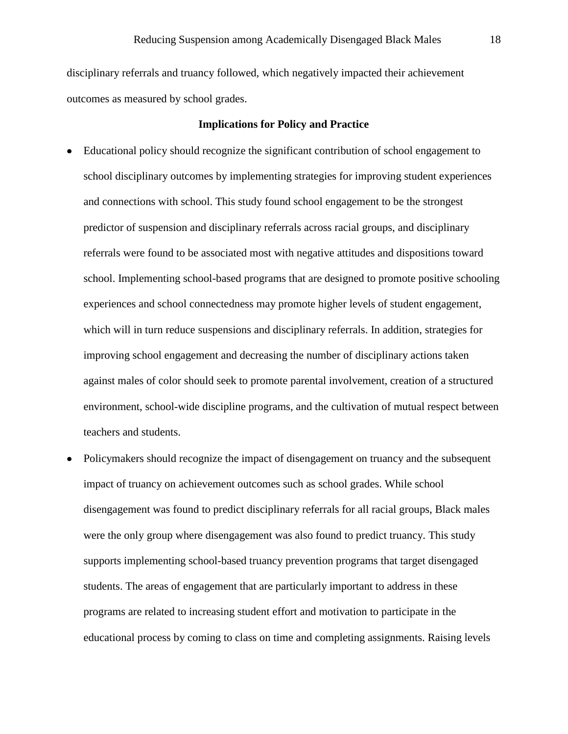disciplinary referrals and truancy followed, which negatively impacted their achievement outcomes as measured by school grades.

**Implications for Policy and Practice**

- Educational policy should recognize the significant contribution of school engagement to school disciplinary outcomes by implementing strategies for improving student experiences and connections with school. This study found school engagement to be the strongest predictor of suspension and disciplinary referrals across racial groups, and disciplinary referrals were found to be associated most with negative attitudes and dispositions toward school. Implementing school-based programs that are designed to promote positive schooling experiences and school connectedness may promote higher levels of student engagement, which will in turn reduce suspensions and disciplinary referrals. In addition, strategies for improving school engagement and decreasing the number of disciplinary actions taken against males of color should seek to promote parental involvement, creation of a structured environment, school-wide discipline programs, and the cultivation of mutual respect between teachers and students.
- Policymakers should recognize the impact of disengagement on truancy and the subsequent impact of truancy on achievement outcomes such as school grades. While school disengagement was found to predict disciplinary referrals for all racial groups, Black males were the only group where disengagement was also found to predict truancy. This study supports implementing school-based truancy prevention programs that target disengaged students. The areas of engagement that are particularly important to address in these programs are related to increasing student effort and motivation to participate in the educational process by coming to class on time and completing assignments. Raising levels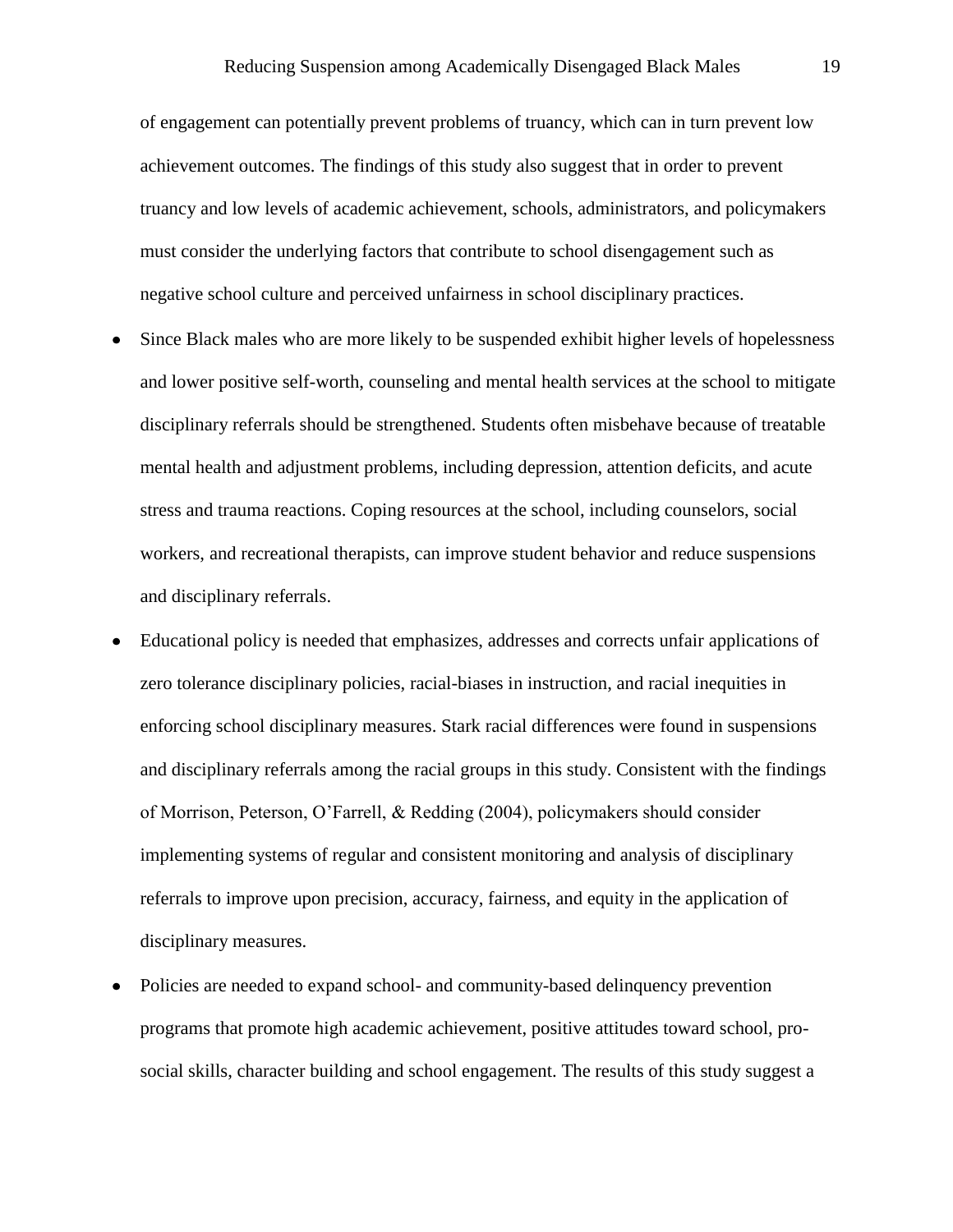of engagement can potentially prevent problems of truancy, which can in turn prevent low achievement outcomes. The findings of this study also suggest that in order to prevent truancy and low levels of academic achievement, schools, administrators, and policymakers must consider the underlying factors that contribute to school disengagement such as negative school culture and perceived unfairness in school disciplinary practices.

- Since Black males who are more likely to be suspended exhibit higher levels of hopelessness and lower positive self-worth, counseling and mental health services at the school to mitigate disciplinary referrals should be strengthened. Students often misbehave because of treatable mental health and adjustment problems, including depression, attention deficits, and acute stress and trauma reactions. Coping resources at the school, including counselors, social workers, and recreational therapists, can improve student behavior and reduce suspensions and disciplinary referrals.
- Educational policy is needed that emphasizes, addresses and corrects unfair applications of zero tolerance disciplinary policies, racial-biases in instruction, and racial inequities in enforcing school disciplinary measures. Stark racial differences were found in suspensions and disciplinary referrals among the racial groups in this study. Consistent with the findings of Morrison, Peterson, O'Farrell, & Redding (2004), policymakers should consider implementing systems of regular and consistent monitoring and analysis of disciplinary referrals to improve upon precision, accuracy, fairness, and equity in the application of disciplinary measures.
- Policies are needed to expand school- and community-based delinquency prevention programs that promote high academic achievement, positive attitudes toward school, pro-social skills, character building and school engagement. The results of this study suggest a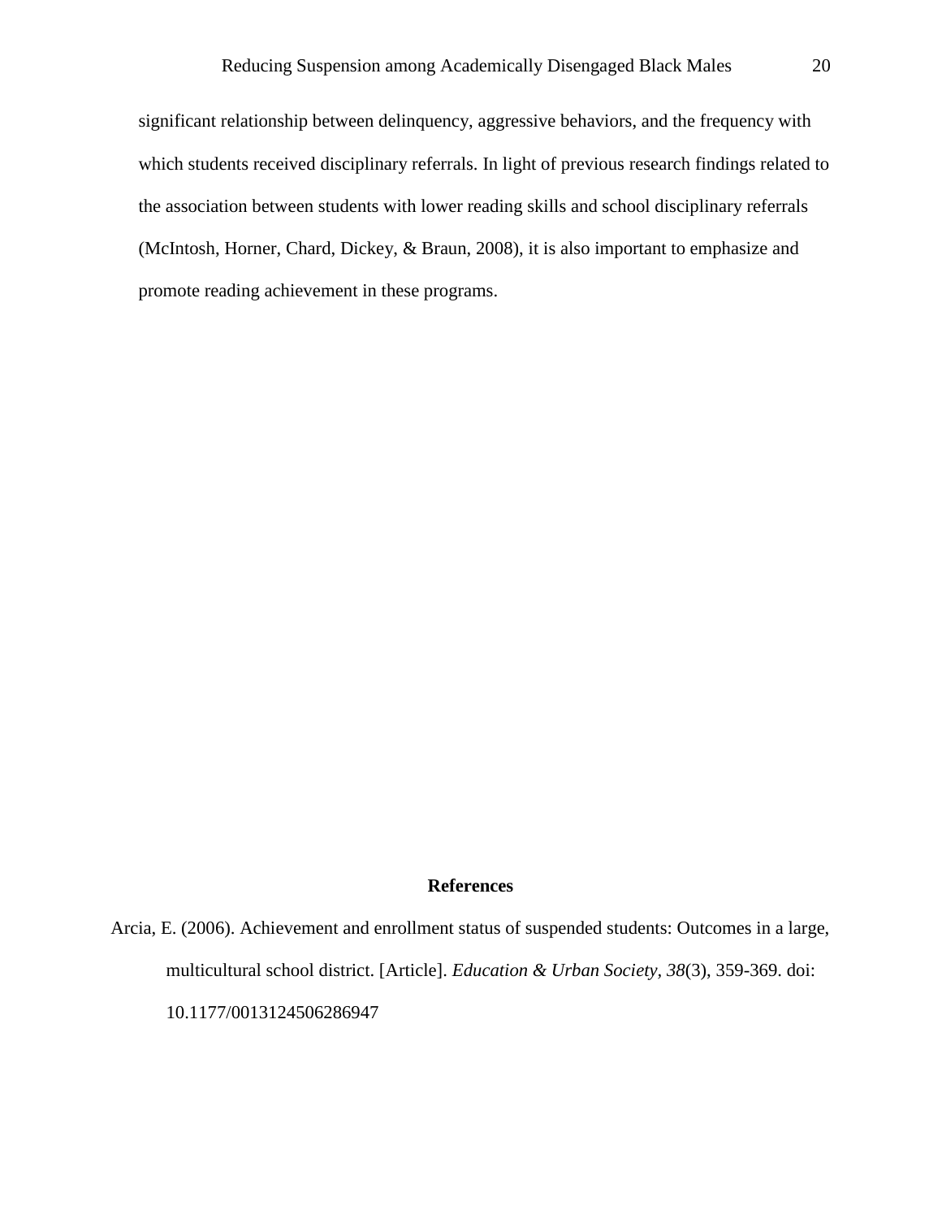significant relationship between delinquency, aggressive behaviors, and the frequency with which students received disciplinary referrals. In light of previous research findings related to the association between students with lower reading skills and school disciplinary referrals (McIntosh, Horner, Chard, Dickey, & Braun, 2008), it is also important to emphasize and promote reading achievement in these programs.

## References

Arcia, E. (2006). Achievement and enrollment status of suspended students: Outcomes in a large, multicultural school district. [Article]. *Education & Urban Society, 38*(3), 359-369. doi: 10.1177/0013124506286947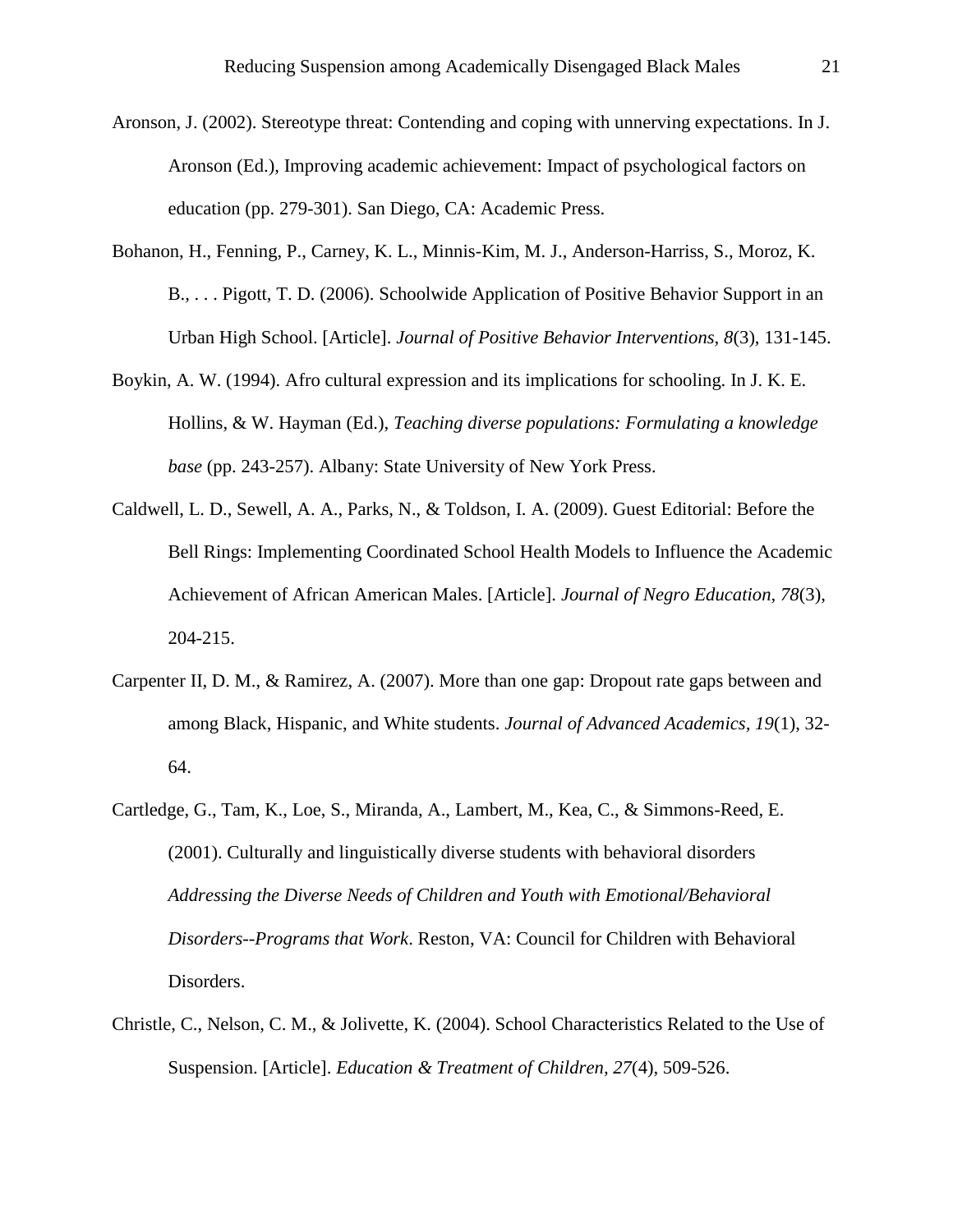Aronson, J. (2002). Stereotype threat: Contending and coping with unnerving expectations. In J. Aronson (Ed.), Improving academic achievement: Impact of psychological factors on education (pp. 279-301). San Diego, CA: Academic Press.

Bohanon, H., Fenning, P., Carney, K. L., Minnis-Kim, M. J., Anderson-Harriss, S., Moroz, K. B., . . . Pigott, T. D. (2006). Schoolwide Application of Positive Behavior Support in an Urban High School. [Article]. *Journal of Positive Behavior Interventions, 8*(3), 131-145.

Boykin, A. W. (1994). Afro cultural expression and its implications for schooling. In J. K. E. Hollins, & W. Hayman (Ed.), *Teaching diverse populations: Formulating a knowledge base* (pp. 243-257). Albany: State University of New York Press.

Caldwell, L. D., Sewell, A. A., Parks, N., & Toldson, I. A. (2009). Guest Editorial: Before the Bell Rings: Implementing Coordinated School Health Models to Influence the Academic Achievement of African American Males. [Article]. *Journal of Negro Education, 78*(3), 204-215.

Carpenter II, D. M., & Ramirez, A. (2007). More than one gap: Dropout rate gaps between and among Black, Hispanic, and White students. *Journal of Advanced Academics, 19*(1), 32-64.

Cartledge, G., Tam, K., Loe, S., Miranda, A., Lambert, M., Kea, C., & Simmons-Reed, E. (2001). Culturally and linguistically diverse students with behavioral disorders *Addressing the Diverse Needs of Children and Youth with Emotional/Behavioral Disorders--Programs that Work*. Reston, VA: Council for Children with Behavioral Disorders.

Christle, C., Nelson, C. M., & Jolivette, K. (2004). School Characteristics Related to the Use of Suspension. [Article]. *Education & Treatment of Children, 27*(4), 509-526.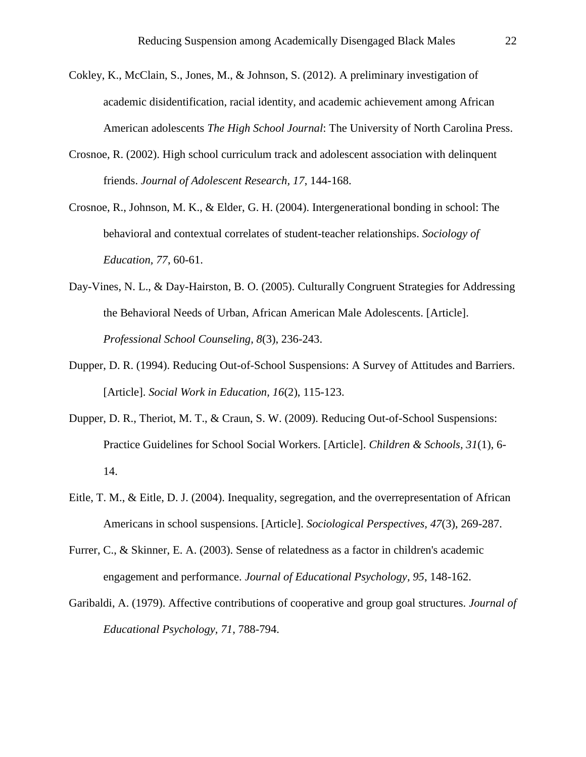Cokley, K., McClain, S., Jones, M., & Johnson, S. (2012). A preliminary investigation of academic disidentification, racial identity, and academic achievement among African American adolescents *The High School Journal*: The University of North Carolina Press.

Crosnoe, R. (2002). High school curriculum track and adolescent association with delinquent friends. *Journal of Adolescent Research, 17*, 144-168.

Crosnoe, R., Johnson, M. K., & Elder, G. H. (2004). Intergenerational bonding in school: The behavioral and contextual correlates of student-teacher relationships. *Sociology of Education, 77*, 60-61.

Day-Vines, N. L., & Day-Hairston, B. O. (2005). Culturally Congruent Strategies for Addressing the Behavioral Needs of Urban, African American Male Adolescents. [Article]. *Professional School Counseling, 8*(3), 236-243.

Dupper, D. R. (1994). Reducing Out-of-School Suspensions: A Survey of Attitudes and Barriers. [Article]. *Social Work in Education, 16*(2), 115-123.

Dupper, D. R., Theriot, M. T., & Craun, S. W. (2009). Reducing Out-of-School Suspensions: Practice Guidelines for School Social Workers. [Article]. *Children & Schools, 31*(1), 6-14.

Eitle, T. M., & Eitle, D. J. (2004). Inequality, segregation, and the overrepresentation of African Americans in school suspensions. [Article]. *Sociological Perspectives, 47*(3), 269-287.

Furrer, C., & Skinner, E. A. (2003). Sense of relatedness as a factor in children's academic engagement and performance. *Journal of Educational Psychology, 95*, 148-162.

Garibaldi, A. (1979). Affective contributions of cooperative and group goal structures. *Journal of Educational Psychology, 71*, 788-794.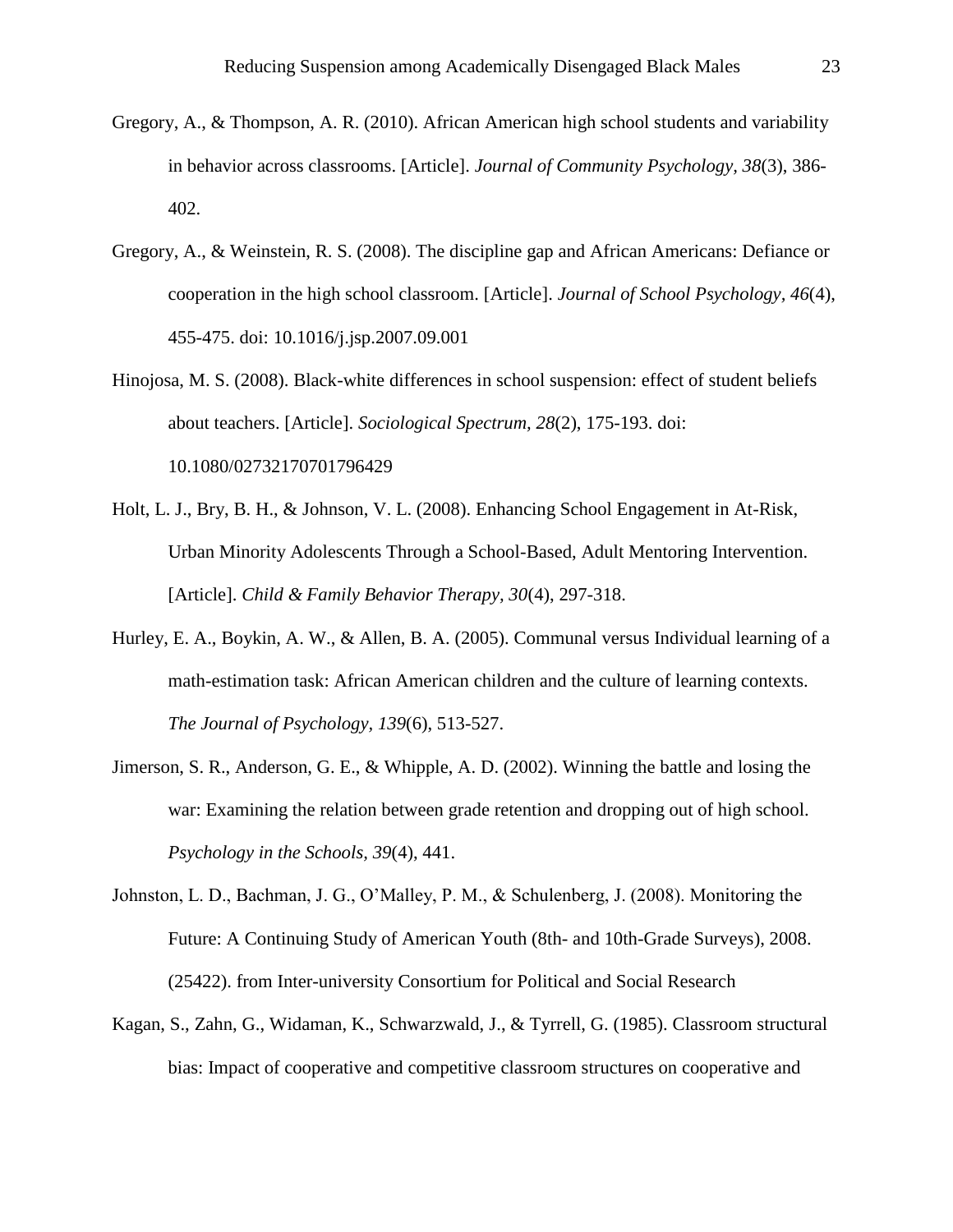Gregory, A., & Thompson, A. R. (2010). African American high school students and variability in behavior across classrooms. [Article]. *Journal of Community Psychology, 38*(3), 386-402.

Gregory, A., & Weinstein, R. S. (2008). The discipline gap and African Americans: Defiance or cooperation in the high school classroom. [Article]. *Journal of School Psychology, 46*(4), 455-475. doi: 10.1016/j.jsp.2007.09.001

Hinojosa, M. S. (2008). Black-white differences in school suspension: effect of student beliefs about teachers. [Article]. *Sociological Spectrum, 28*(2), 175-193. doi: 10.1080/02732170701796429

Holt, L. J., Bry, B. H., & Johnson, V. L. (2008). Enhancing School Engagement in At-Risk, Urban Minority Adolescents Through a School-Based, Adult Mentoring Intervention. [Article]. *Child & Family Behavior Therapy, 30*(4), 297-318.

Hurley, E. A., Boykin, A. W., & Allen, B. A. (2005). Communal versus Individual learning of a math-estimation task: African American children and the culture of learning contexts. *The Journal of Psychology, 139*(6), 513-527.

Jimerson, S. R., Anderson, G. E., & Whipple, A. D. (2002). Winning the battle and losing the war: Examining the relation between grade retention and dropping out of high school. *Psychology in the Schools, 39*(4), 441.

Johnston, L. D., Bachman, J. G., O'Malley, P. M., & Schulenberg, J. (2008). Monitoring the Future: A Continuing Study of American Youth (8th- and 10th-Grade Surveys), 2008. (25422). from Inter-university Consortium for Political and Social Research

Kagan, S., Zahn, G., Widaman, K., Schwarzwald, J., & Tyrrell, G. (1985). Classroom structural bias: Impact of cooperative and competitive classroom structures on cooperative and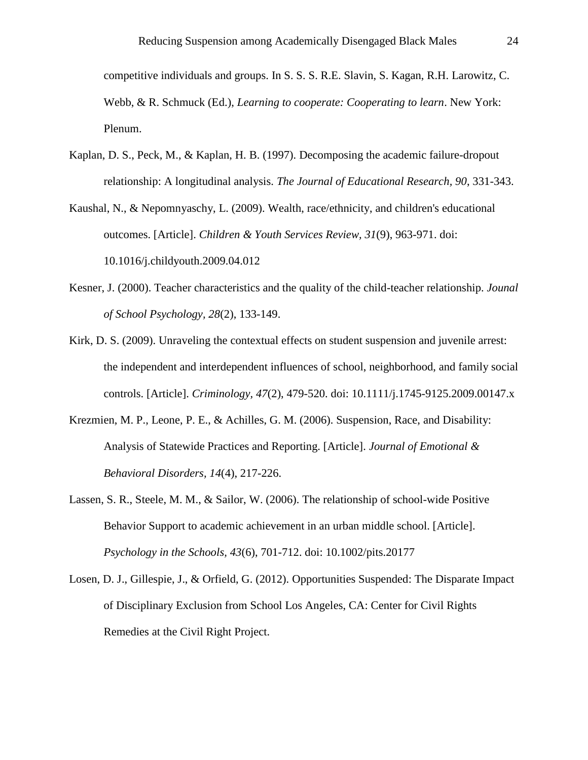competitive individuals and groups. In S. S. S. R.E. Slavin, S. Kagan, R.H. Larowitz, C. Webb, & R. Schmuck (Ed.), *Learning to cooperate: Cooperating to learn*. New York: Plenum.

Kaplan, D. S., Peck, M., & Kaplan, H. B. (1997). Decomposing the academic failure-dropout relationship: A longitudinal analysis. *The Journal of Educational Research, 90*, 331-343.

Kaushal, N., & Nepomnyaschy, L. (2009). Wealth, race/ethnicity, and children's educational outcomes. [Article]. *Children & Youth Services Review, 31*(9), 963-971. doi: 10.1016/j.childyouth.2009.04.012

Kesner, J. (2000). Teacher characteristics and the quality of the child-teacher relationship. *Jounal of School Psychology, 28*(2), 133-149.

Kirk, D. S. (2009). Unraveling the contextual effects on student suspension and juvenile arrest: the independent and interdependent influences of school, neighborhood, and family social controls. [Article]. *Criminology, 47*(2), 479-520. doi: 10.1111/j.1745-9125.2009.00147.x

Krezmien, M. P., Leone, P. E., & Achilles, G. M. (2006). Suspension, Race, and Disability: Analysis of Statewide Practices and Reporting. [Article]. *Journal of Emotional & Behavioral Disorders, 14*(4), 217-226.

Lassen, S. R., Steele, M. M., & Sailor, W. (2006). The relationship of school-wide Positive Behavior Support to academic achievement in an urban middle school. [Article]. *Psychology in the Schools, 43*(6), 701-712. doi: 10.1002/pits.20177

Losen, D. J., Gillespie, J., & Orfield, G. (2012). Opportunities Suspended: The Disparate Impact of Disciplinary Exclusion from School Los Angeles, CA: Center for Civil Rights Remedies at the Civil Right Project.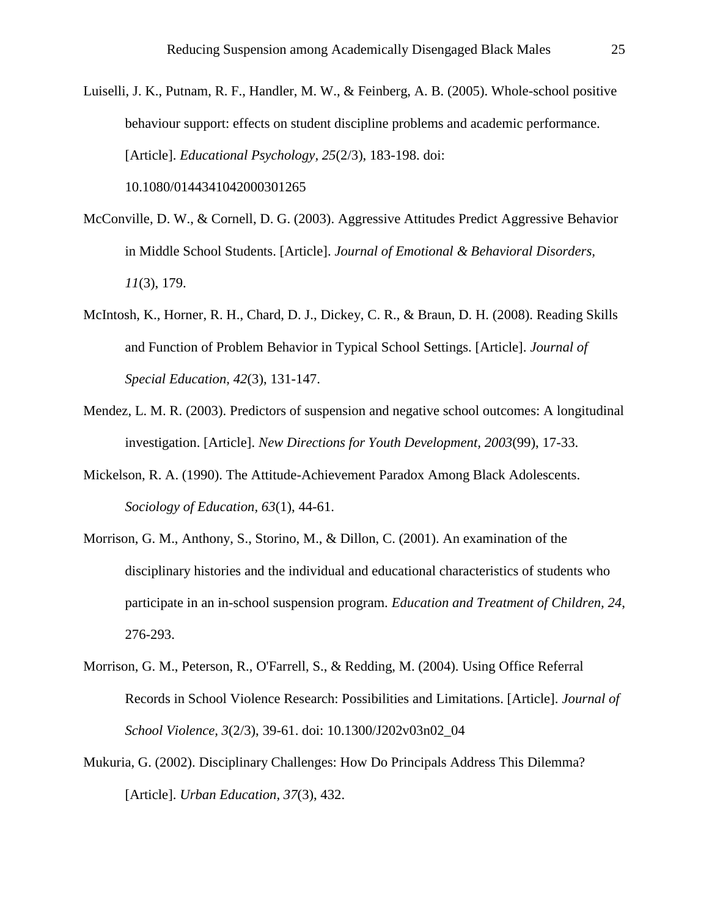Luiselli, J. K., Putnam, R. F., Handler, M. W., & Feinberg, A. B. (2005). Whole-school positive behaviour support: effects on student discipline problems and academic performance. [Article]. *Educational Psychology, 25*(2/3), 183-198. doi: 10.1080/0144341042000301265

McConville, D. W., & Cornell, D. G. (2003). Aggressive Attitudes Predict Aggressive Behavior in Middle School Students. [Article]. *Journal of Emotional & Behavioral Disorders, 11*(3), 179.

McIntosh, K., Horner, R. H., Chard, D. J., Dickey, C. R., & Braun, D. H. (2008). Reading Skills and Function of Problem Behavior in Typical School Settings. [Article]. *Journal of Special Education, 42*(3), 131-147.

Mendez, L. M. R. (2003). Predictors of suspension and negative school outcomes: A longitudinal investigation. [Article]. *New Directions for Youth Development, 2003*(99), 17-33.

Mickelson, R. A. (1990). The Attitude-Achievement Paradox Among Black Adolescents. *Sociology of Education, 63*(1), 44-61.

Morrison, G. M., Anthony, S., Storino, M., & Dillon, C. (2001). An examination of the disciplinary histories and the individual and educational characteristics of students who participate in an in-school suspension program. *Education and Treatment of Children, 24*, 276-293.

Morrison, G. M., Peterson, R., O'Farrell, S., & Redding, M. (2004). Using Office Referral Records in School Violence Research: Possibilities and Limitations. [Article]. *Journal of School Violence, 3*(2/3), 39-61. doi: 10.1300/J202v03n02_04

Mukuria, G. (2002). Disciplinary Challenges: How Do Principals Address This Dilemma? [Article]. *Urban Education, 37*(3), 432.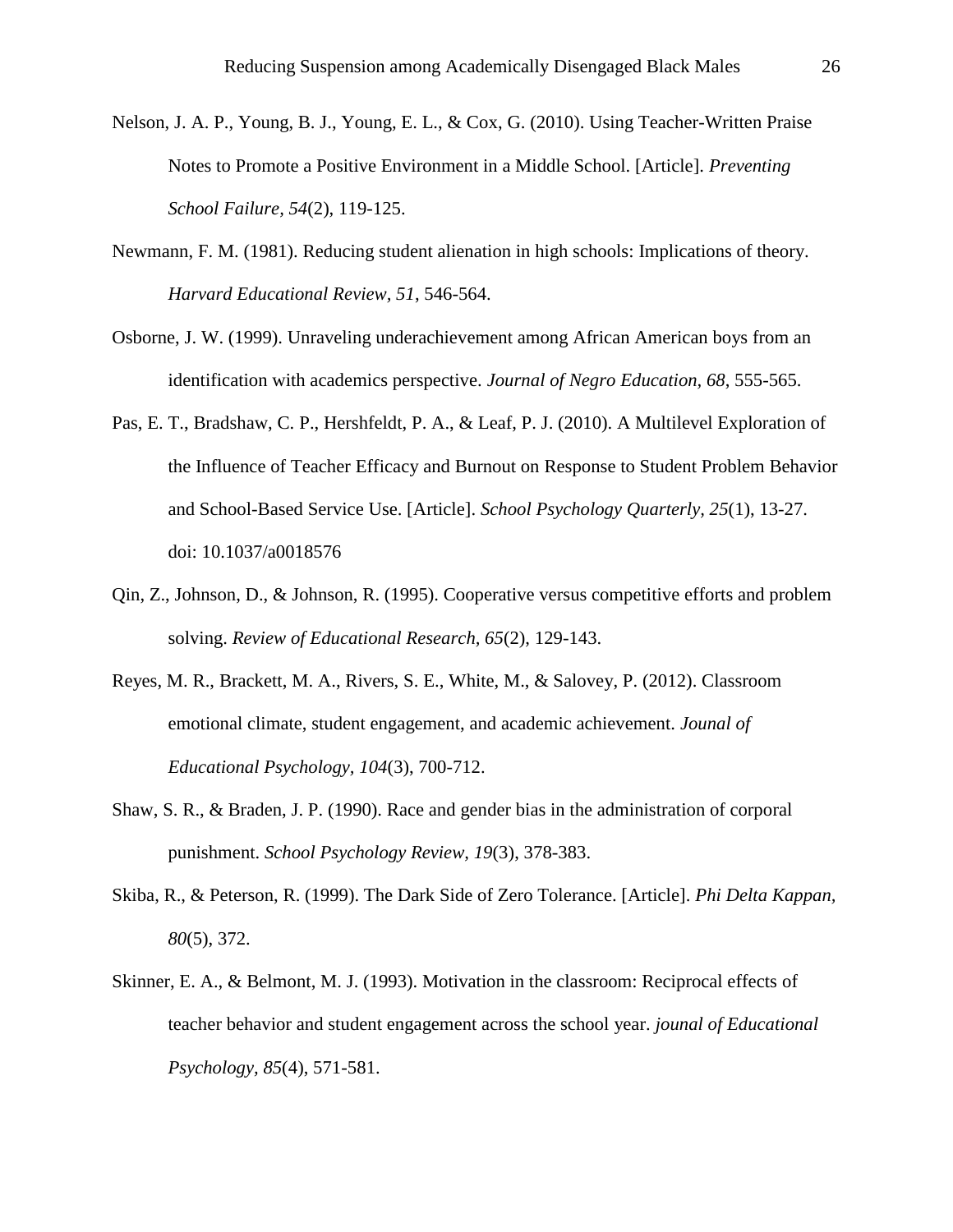Nelson, J. A. P., Young, B. J., Young, E. L., & Cox, G. (2010). Using Teacher-Written Praise Notes to Promote a Positive Environment in a Middle School. [Article]. *Preventing School Failure, 54*(2), 119-125.

Newmann, F. M. (1981). Reducing student alienation in high schools: Implications of theory. *Harvard Educational Review, 51*, 546-564.

Osborne, J. W. (1999). Unraveling underachievement among African American boys from an identification with academics perspective. *Journal of Negro Education, 68*, 555-565.

Pas, E. T., Bradshaw, C. P., Hershfeldt, P. A., & Leaf, P. J. (2010). A Multilevel Exploration of the Influence of Teacher Efficacy and Burnout on Response to Student Problem Behavior and School-Based Service Use. [Article]. *School Psychology Quarterly, 25*(1), 13-27. doi: 10.1037/a0018576

Qin, Z., Johnson, D., & Johnson, R. (1995). Cooperative versus competitive efforts and problem solving. *Review of Educational Research, 65*(2), 129-143.

Reyes, M. R., Brackett, M. A., Rivers, S. E., White, M., & Salovey, P. (2012). Classroom emotional climate, student engagement, and academic achievement. *Jounal of Educational Psychology, 104*(3), 700-712.

Shaw, S. R., & Braden, J. P. (1990). Race and gender bias in the administration of corporal punishment. *School Psychology Review, 19*(3), 378-383.

Skiba, R., & Peterson, R. (1999). The Dark Side of Zero Tolerance. [Article]. *Phi Delta Kappan, 80*(5), 372.

Skinner, E. A., & Belmont, M. J. (1993). Motivation in the classroom: Reciprocal effects of teacher behavior and student engagement across the school year. *jounal of Educational Psychology, 85*(4), 571-581.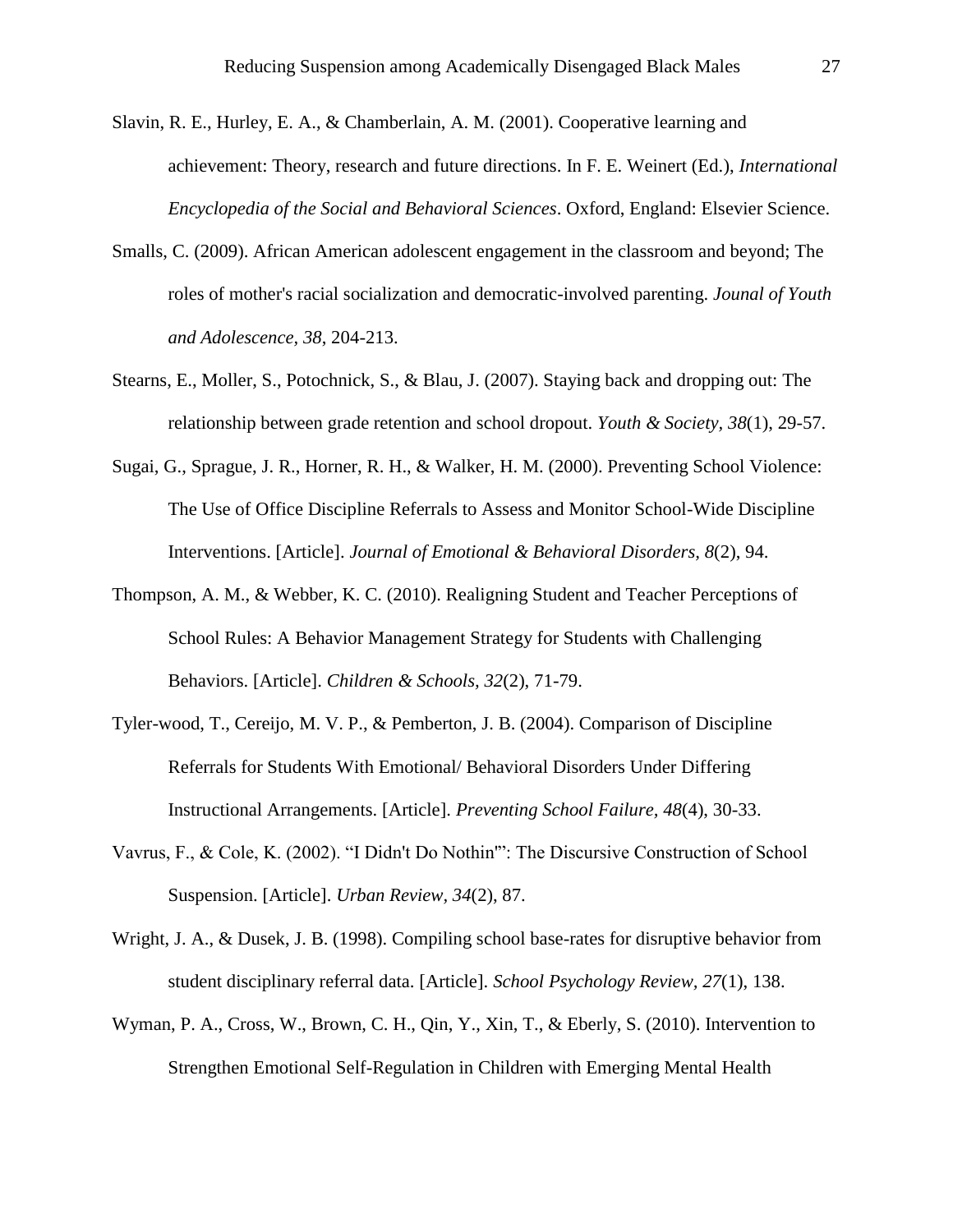Slavin, R. E., Hurley, E. A., & Chamberlain, A. M. (2001). Cooperative learning and achievement: Theory, research and future directions. In F. E. Weinert (Ed.), *International Encyclopedia of the Social and Behavioral Sciences*. Oxford, England: Elsevier Science.

Smalls, C. (2009). African American adolescent engagement in the classroom and beyond; The roles of mother's racial socialization and democratic-involved parenting. *Jounal of Youth and Adolescence, 38*, 204-213.

Stearns, E., Moller, S., Potochnick, S., & Blau, J. (2007). Staying back and dropping out: The relationship between grade retention and school dropout. *Youth & Society, 38*(1), 29-57.

Sugai, G., Sprague, J. R., Horner, R. H., & Walker, H. M. (2000). Preventing School Violence: The Use of Office Discipline Referrals to Assess and Monitor School-Wide Discipline Interventions. [Article]. *Journal of Emotional & Behavioral Disorders, 8*(2), 94.

Thompson, A. M., & Webber, K. C. (2010). Realigning Student and Teacher Perceptions of School Rules: A Behavior Management Strategy for Students with Challenging Behaviors. [Article]. *Children & Schools, 32*(2), 71-79.

Tyler-wood, T., Cereijo, M. V. P., & Pemberton, J. B. (2004). Comparison of Discipline Referrals for Students With Emotional/ Behavioral Disorders Under Differing Instructional Arrangements. [Article]. *Preventing School Failure, 48*(4), 30-33.

Vavrus, F., & Cole, K. (2002). "I Didn't Do Nothin"': The Discursive Construction of School Suspension. [Article]. *Urban Review, 34*(2), 87.

Wright, J. A., & Dusek, J. B. (1998). Compiling school base-rates for disruptive behavior from student disciplinary referral data. [Article]. *School Psychology Review, 27*(1), 138.

Wyman, P. A., Cross, W., Brown, C. H., Qin, Y., Xin, T., & Eberly, S. (2010). Intervention to Strengthen Emotional Self-Regulation in Children with Emerging Mental Health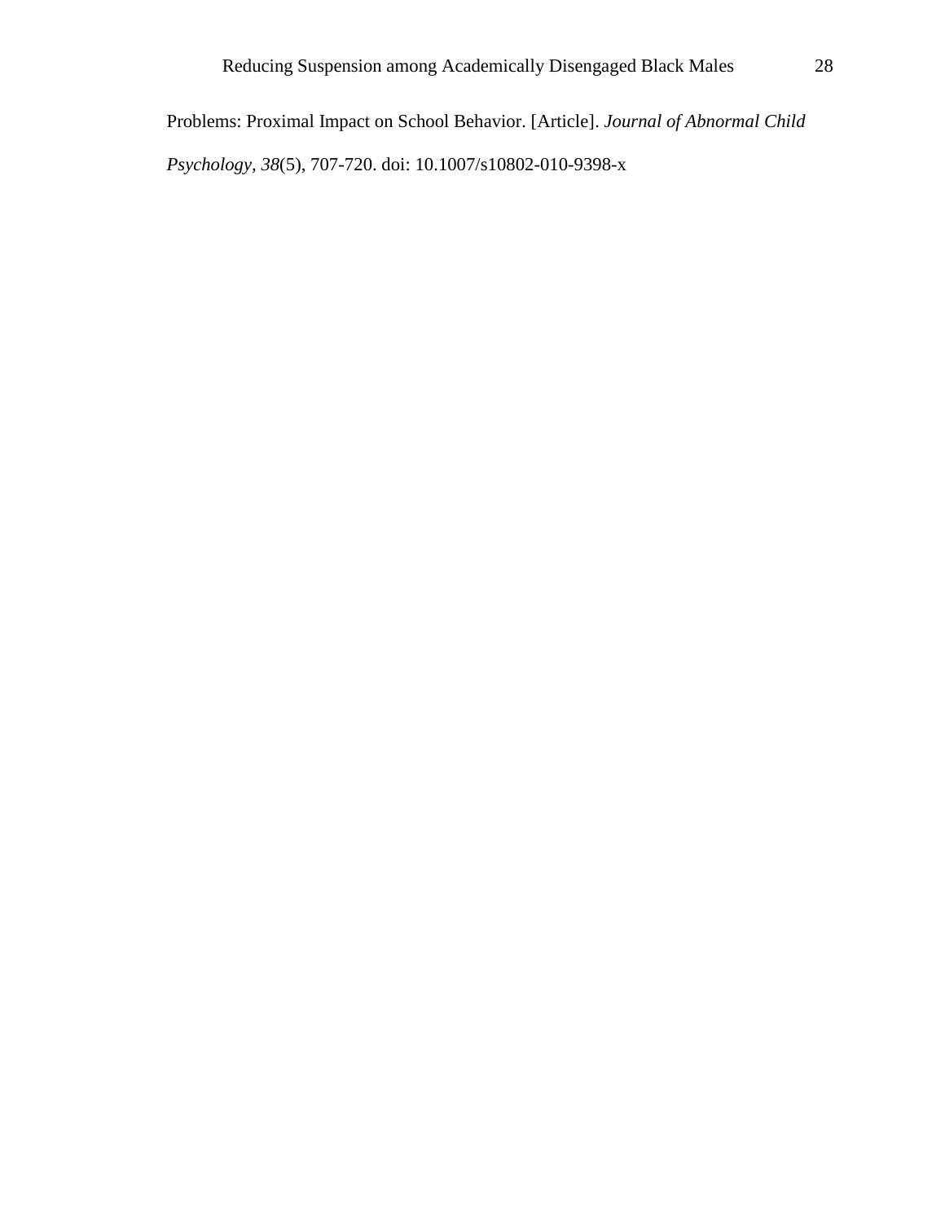Problems: Proximal Impact on School Behavior. [Article]. *Journal of Abnormal Child Psychology, 38*(5), 707-720. doi: 10.1007/s10802-010-9398-x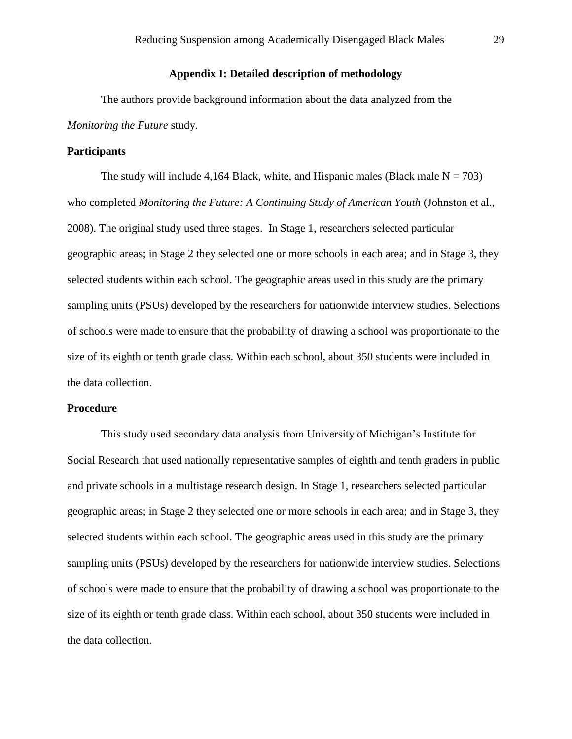## Appendix I: Detailed description of methodology

The authors provide background information about the data analyzed from the *Monitoring the Future* study.

### Participants

The study will include 4,164 Black, white, and Hispanic males (Black male N = 703) who completed *Monitoring the Future: A Continuing Study of American Youth* (Johnston et al., 2008). The original study used three stages. In Stage 1, researchers selected particular geographic areas; in Stage 2 they selected one or more schools in each area; and in Stage 3, they selected students within each school. The geographic areas used in this study are the primary sampling units (PSUs) developed by the researchers for nationwide interview studies. Selections of schools were made to ensure that the probability of drawing a school was proportionate to the size of its eighth or tenth grade class. Within each school, about 350 students were included in the data collection.

### Procedure

This study used secondary data analysis from University of Michigan's Institute for Social Research that used nationally representative samples of eighth and tenth graders in public and private schools in a multistage research design. In Stage 1, researchers selected particular geographic areas; in Stage 2 they selected one or more schools in each area; and in Stage 3, they selected students within each school. The geographic areas used in this study are the primary sampling units (PSUs) developed by the researchers for nationwide interview studies. Selections of schools were made to ensure that the probability of drawing a school was proportionate to the size of its eighth or tenth grade class. Within each school, about 350 students were included in the data collection.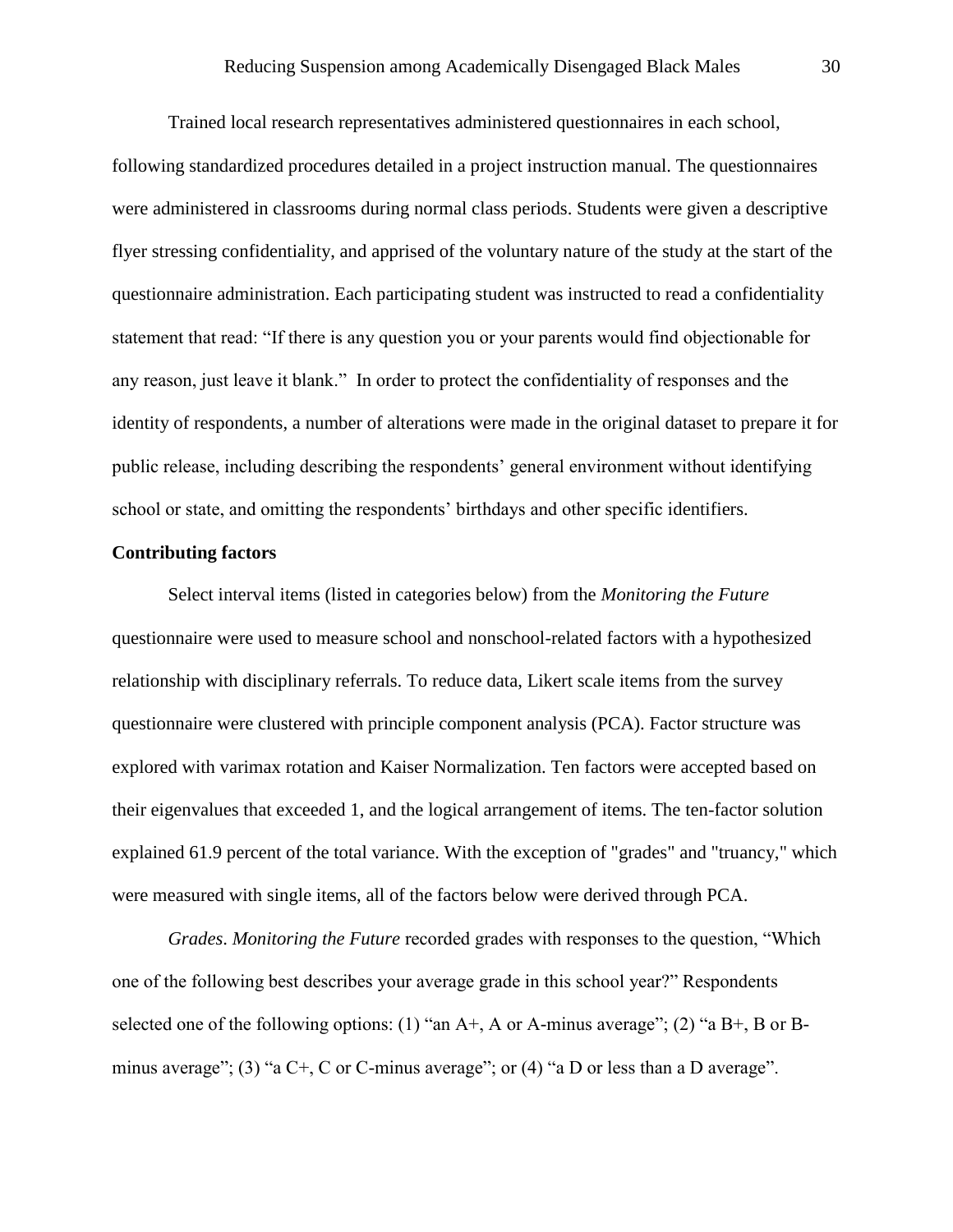Trained local research representatives administered questionnaires in each school, following standardized procedures detailed in a project instruction manual. The questionnaires were administered in classrooms during normal class periods. Students were given a descriptive flyer stressing confidentiality, and apprised of the voluntary nature of the study at the start of the questionnaire administration. Each participating student was instructed to read a confidentiality statement that read: "If there is any question you or your parents would find objectionable for any reason, just leave it blank." In order to protect the confidentiality of responses and the identity of respondents, a number of alterations were made in the original dataset to prepare it for public release, including describing the respondents' general environment without identifying school or state, and omitting the respondents' birthdays and other specific identifiers.

**Contributing factors**

Select interval items (listed in categories below) from the *Monitoring the Future* questionnaire were used to measure school and nonschool-related factors with a hypothesized relationship with disciplinary referrals. To reduce data, Likert scale items from the survey questionnaire were clustered with principle component analysis (PCA). Factor structure was explored with varimax rotation and Kaiser Normalization. Ten factors were accepted based on their eigenvalues that exceeded 1, and the logical arrangement of items. The ten-factor solution explained 61.9 percent of the total variance. With the exception of "grades" and "truancy," which were measured with single items, all of the factors below were derived through PCA.

*Grades*. *Monitoring the Future* recorded grades with responses to the question, "Which one of the following best describes your average grade in this school year?" Respondents selected one of the following options: (1) "an A+, A or A-minus average"; (2) "a B+, B or B-minus average"; (3) "a C+, C or C-minus average"; or (4) "a D or less than a D average".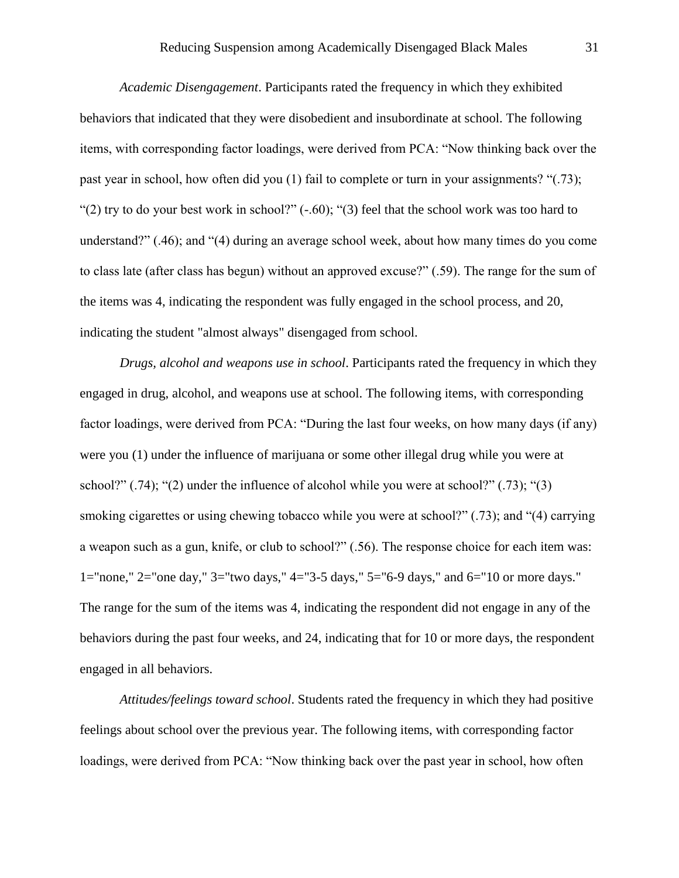*Academic Disengagement*. Participants rated the frequency in which they exhibited behaviors that indicated that they were disobedient and insubordinate at school. The following items, with corresponding factor loadings, were derived from PCA: "Now thinking back over the past year in school, how often did you (1) fail to complete or turn in your assignments? "(.73); "(2) try to do your best work in school?" (-.60); "(3) feel that the school work was too hard to understand?" (.46); and "(4) during an average school week, about how many times do you come to class late (after class has begun) without an approved excuse?" (.59). The range for the sum of the items was 4, indicating the respondent was fully engaged in the school process, and 20, indicating the student "almost always" disengaged from school.

*Drugs, alcohol and weapons use in school*. Participants rated the frequency in which they engaged in drug, alcohol, and weapons use at school. The following items, with corresponding factor loadings, were derived from PCA: "During the last four weeks, on how many days (if any) were you (1) under the influence of marijuana or some other illegal drug while you were at school?" (.74); "(2) under the influence of alcohol while you were at school?" (.73); "(3) smoking cigarettes or using chewing tobacco while you were at school?" (.73); and "(4) carrying a weapon such as a gun, knife, or club to school?" (.56). The response choice for each item was: 1="none," 2="one day," 3="two days," 4="3-5 days," 5="6-9 days," and 6="10 or more days." The range for the sum of the items was 4, indicating the respondent did not engage in any of the behaviors during the past four weeks, and 24, indicating that for 10 or more days, the respondent engaged in all behaviors.

*Attitudes/feelings toward school*. Students rated the frequency in which they had positive feelings about school over the previous year. The following items, with corresponding factor loadings, were derived from PCA: "Now thinking back over the past year in school, how often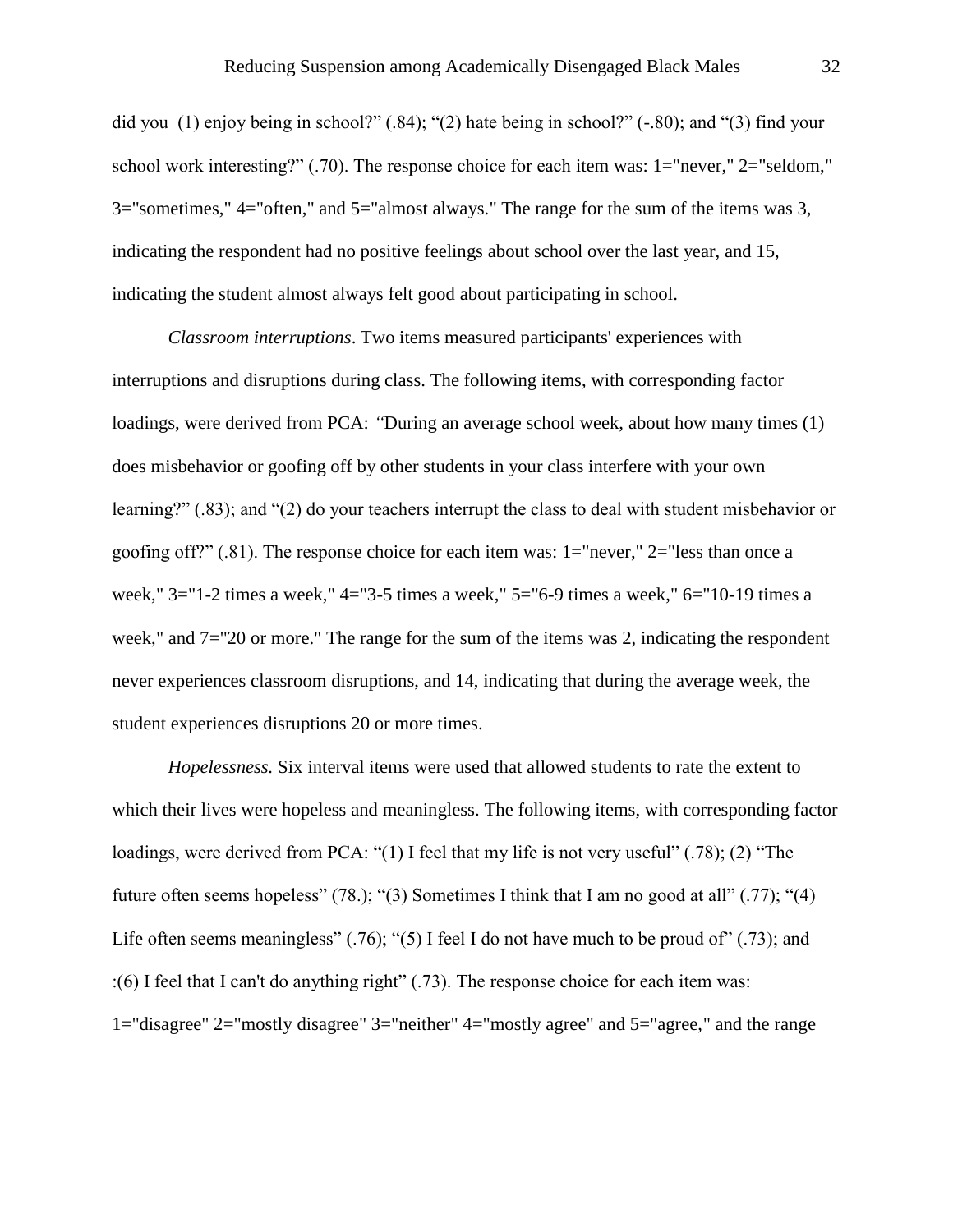did you (1) enjoy being in school?" (.84); "(2) hate being in school?" (-.80); and "(3) find your school work interesting?" (.70). The response choice for each item was: 1="never," 2="seldom," 3="sometimes," 4="often," and 5="almost always." The range for the sum of the items was 3, indicating the respondent had no positive feelings about school over the last year, and 15, indicating the student almost always felt good about participating in school.

*Classroom interruptions*. Two items measured participants' experiences with interruptions and disruptions during class. The following items, with corresponding factor loadings, were derived from PCA: *"*During an average school week, about how many times (1) does misbehavior or goofing off by other students in your class interfere with your own learning?" (.83); and "(2) do your teachers interrupt the class to deal with student misbehavior or goofing off?" (.81). The response choice for each item was: 1="never," 2="less than once a week," 3="1-2 times a week," 4="3-5 times a week," 5="6-9 times a week," 6="10-19 times a week," and 7="20 or more." The range for the sum of the items was 2, indicating the respondent never experiences classroom disruptions, and 14, indicating that during the average week, the student experiences disruptions 20 or more times.

*Hopelessness.* Six interval items were used that allowed students to rate the extent to which their lives were hopeless and meaningless. The following items, with corresponding factor loadings, were derived from PCA: "(1) I feel that my life is not very useful" (.78); (2) "The future often seems hopeless" (78.); "(3) Sometimes I think that I am no good at all" (.77); "(4) Life often seems meaningless" (.76); "(5) I feel I do not have much to be proud of" (.73); and :(6) I feel that I can't do anything right" (.73). The response choice for each item was: 1="disagree" 2="mostly disagree" 3="neither" 4="mostly agree" and 5="agree," and the range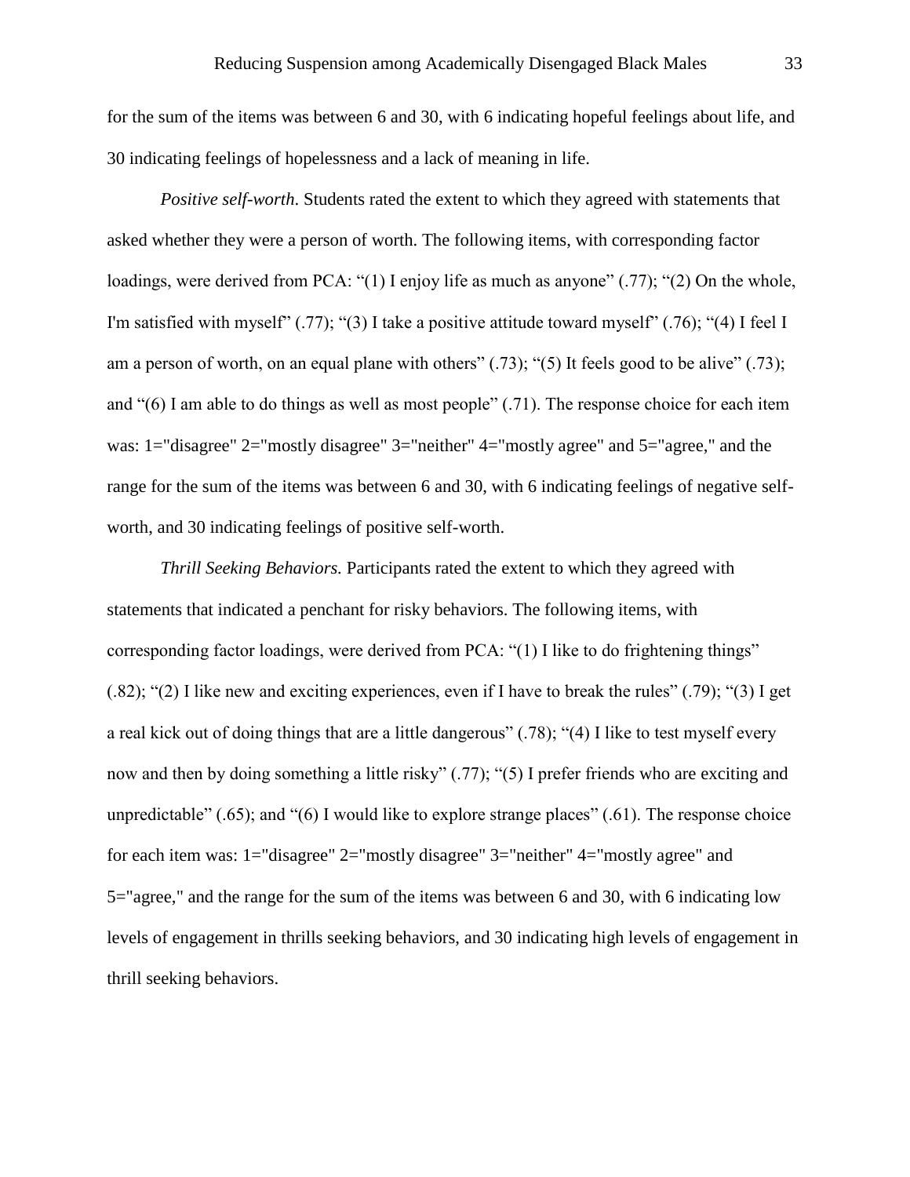for the sum of the items was between 6 and 30, with 6 indicating hopeful feelings about life, and 30 indicating feelings of hopelessness and a lack of meaning in life.

*Positive self-worth*. Students rated the extent to which they agreed with statements that asked whether they were a person of worth. The following items, with corresponding factor loadings, were derived from PCA: "(1) I enjoy life as much as anyone" (.77); "(2) On the whole, I'm satisfied with myself" (.77); "(3) I take a positive attitude toward myself" (.76); "(4) I feel I am a person of worth, on an equal plane with others" (.73); "(5) It feels good to be alive" (.73); and "(6) I am able to do things as well as most people" (.71). The response choice for each item was: 1="disagree" 2="mostly disagree" 3="neither" 4="mostly agree" and 5="agree," and the range for the sum of the items was between 6 and 30, with 6 indicating feelings of negative self-worth, and 30 indicating feelings of positive self-worth.

*Thrill Seeking Behaviors.* Participants rated the extent to which they agreed with statements that indicated a penchant for risky behaviors. The following items, with corresponding factor loadings, were derived from PCA: "(1) I like to do frightening things" (.82); "(2) I like new and exciting experiences, even if I have to break the rules" (.79); "(3) I get a real kick out of doing things that are a little dangerous" (.78); "(4) I like to test myself every now and then by doing something a little risky" (.77); "(5) I prefer friends who are exciting and unpredictable" (.65); and "(6) I would like to explore strange places" (.61). The response choice for each item was: 1="disagree" 2="mostly disagree" 3="neither" 4="mostly agree" and 5="agree," and the range for the sum of the items was between 6 and 30, with 6 indicating low levels of engagement in thrills seeking behaviors, and 30 indicating high levels of engagement in thrill seeking behaviors.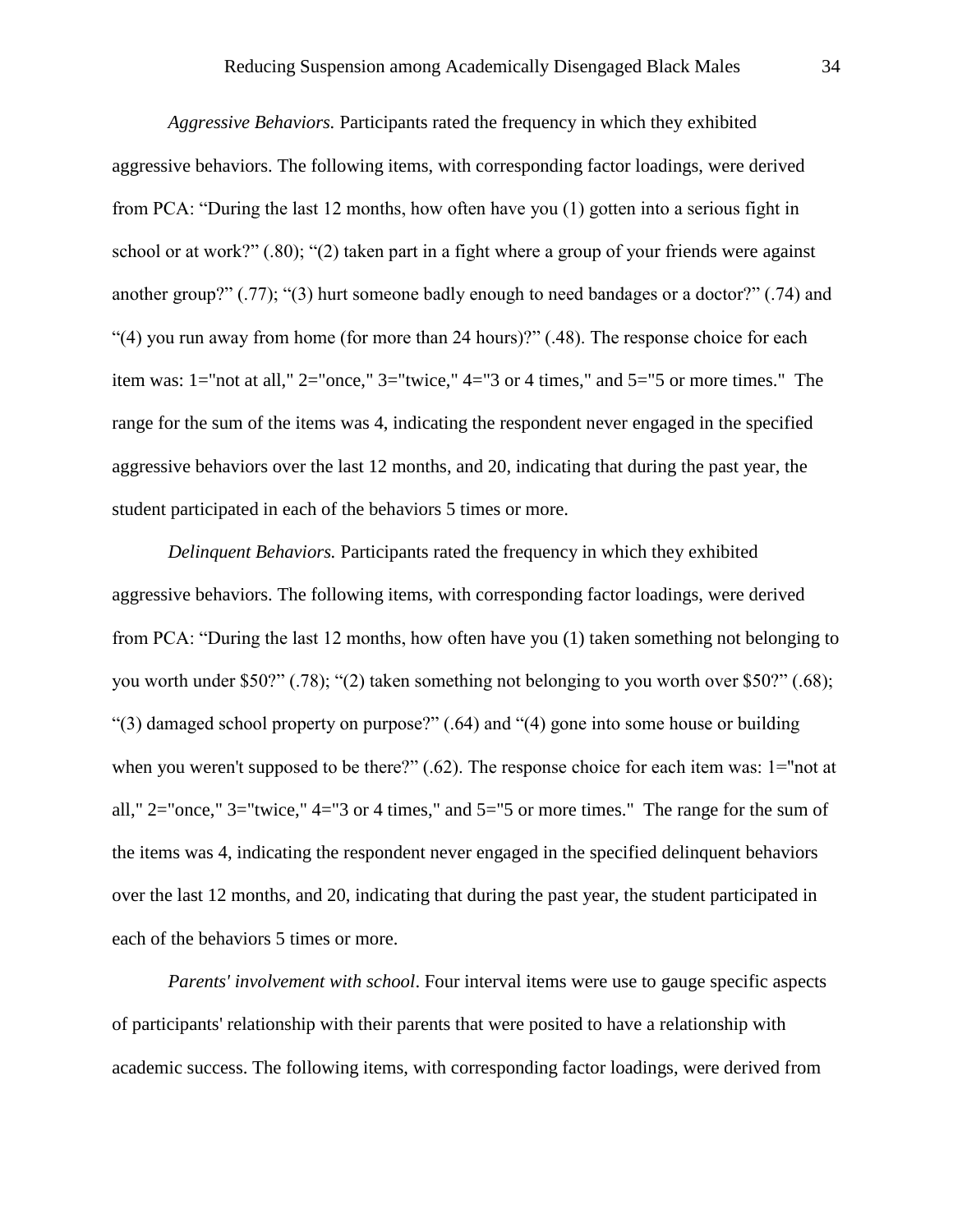*Aggressive Behaviors.* Participants rated the frequency in which they exhibited aggressive behaviors. The following items, with corresponding factor loadings, were derived from PCA: “During the last 12 months, how often have you (1) gotten into a serious fight in school or at work?” (.80); “(2) taken part in a fight where a group of your friends were against another group?” (.77); “(3) hurt someone badly enough to need bandages or a doctor?” (.74) and “(4) you run away from home (for more than 24 hours)?” (.48). The response choice for each item was: 1="not at all," 2="once," 3="twice," 4="3 or 4 times," and 5="5 or more times." The range for the sum of the items was 4, indicating the respondent never engaged in the specified aggressive behaviors over the last 12 months, and 20, indicating that during the past year, the student participated in each of the behaviors 5 times or more.

*Delinquent Behaviors.* Participants rated the frequency in which they exhibited aggressive behaviors. The following items, with corresponding factor loadings, were derived from PCA: “During the last 12 months, how often have you (1) taken something not belonging to you worth under $50?” (.78); “(2) taken something not belonging to you worth over $50?” (.68); “(3) damaged school property on purpose?” (.64) and “(4) gone into some house or building when you weren't supposed to be there?” (.62). The response choice for each item was: 1="not at all," 2="once," 3="twice," 4="3 or 4 times," and 5="5 or more times." The range for the sum of the items was 4, indicating the respondent never engaged in the specified delinquent behaviors over the last 12 months, and 20, indicating that during the past year, the student participated in each of the behaviors 5 times or more.

*Parents' involvement with school*. Four interval items were use to gauge specific aspects of participants' relationship with their parents that were posited to have a relationship with academic success. The following items, with corresponding factor loadings, were derived from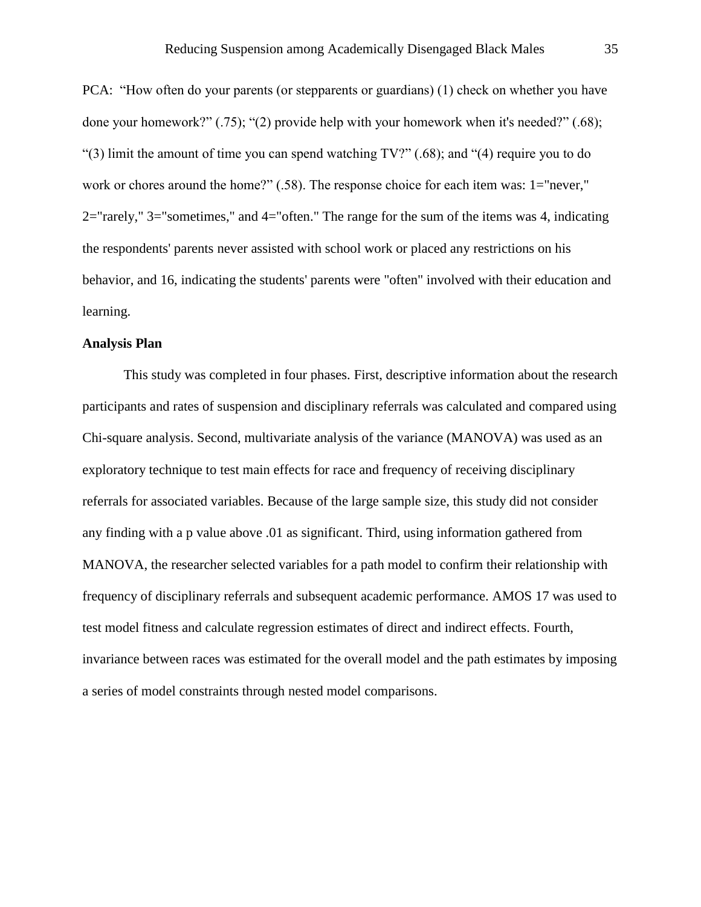PCA: "How often do your parents (or stepparents or guardians) (1) check on whether you have done your homework?" (.75); "(2) provide help with your homework when it's needed?" (.68); "(3) limit the amount of time you can spend watching TV?" (.68); and "(4) require you to do work or chores around the home?" (.58). The response choice for each item was: 1="never," 2="rarely," 3="sometimes," and 4="often." The range for the sum of the items was 4, indicating the respondents' parents never assisted with school work or placed any restrictions on his behavior, and 16, indicating the students' parents were "often" involved with their education and learning.

**Analysis Plan**

This study was completed in four phases. First, descriptive information about the research participants and rates of suspension and disciplinary referrals was calculated and compared using Chi-square analysis. Second, multivariate analysis of the variance (MANOVA) was used as an exploratory technique to test main effects for race and frequency of receiving disciplinary referrals for associated variables. Because of the large sample size, this study did not consider any finding with a p value above .01 as significant. Third, using information gathered from MANOVA, the researcher selected variables for a path model to confirm their relationship with frequency of disciplinary referrals and subsequent academic performance. AMOS 17 was used to test model fitness and calculate regression estimates of direct and indirect effects. Fourth, invariance between races was estimated for the overall model and the path estimates by imposing a series of model constraints through nested model comparisons.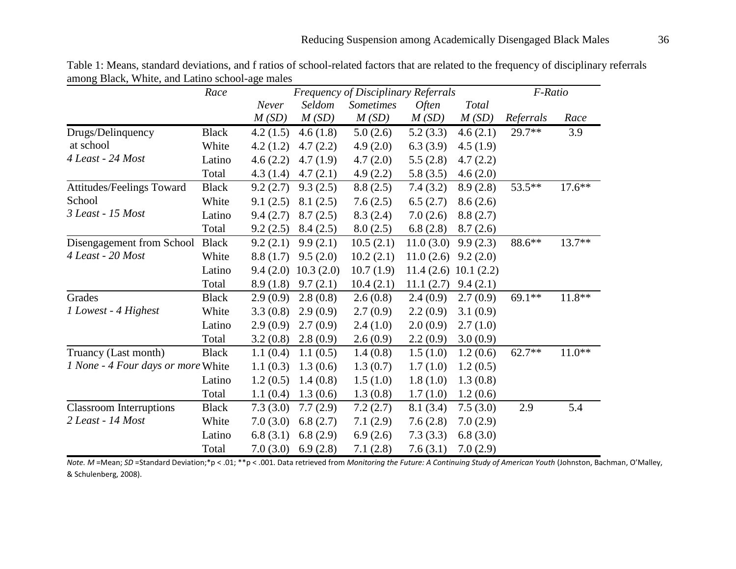Table 1: Means, standard deviations, and f ratios of school-related factors that are related to the frequency of disciplinary referrals among Black, White, and Latino school-age males

| | *Race* | *Frequency of Disciplinary Referrals* | | | | | *F-Ratio* | |
|---|---|---|---|---|---|---|---|---|
| | | *Never* *M (SD)* | *Seldom* *M (SD)* | *Sometimes* *M (SD)* | *Often* *M (SD)* | *Total* *M (SD)* | *Referrals* | *Race* |
| Drugs/Delinquency at school *4 Least - 24 Most* | Black | 4.2 (1.5) | 4.6 (1.8) | 5.0 (2.6) | 5.2 (3.3) | 4.6 (2.1) | 29.7** | 3.9 |
| | White | 4.2 (1.2) | 4.7 (2.2) | 4.9 (2.0) | 6.3 (3.9) | 4.5 (1.9) | | |
| | Latino | 4.6 (2.2) | 4.7 (1.9) | 4.7 (2.0) | 5.5 (2.8) | 4.7 (2.2) | | |
| | Total | 4.3 (1.4) | 4.7 (2.1) | 4.9 (2.2) | 5.8 (3.5) | 4.6 (2.0) | | |
| Attitudes/Feelings Toward School *3 Least - 15 Most* | Black | 9.2 (2.7) | 9.3 (2.5) | 8.8 (2.5) | 7.4 (3.2) | 8.9 (2.8) | 53.5** | 17.6** |
| | White | 9.1 (2.5) | 8.1 (2.5) | 7.6 (2.5) | 6.5 (2.7) | 8.6 (2.6) | | |
| | Latino | 9.4 (2.7) | 8.7 (2.5) | 8.3 (2.4) | 7.0 (2.6) | 8.8 (2.7) | | |
| | Total | 9.2 (2.5) | 8.4 (2.5) | 8.0 (2.5) | 6.8 (2.8) | 8.7 (2.6) | | |
| Disengagement from School *4 Least - 20 Most* | Black | 9.2 (2.1) | 9.9 (2.1) | 10.5 (2.1) | 11.0 (3.0) | 9.9 (2.3) | 88.6** | 13.7** |
| | White | 8.8 (1.7) | 9.5 (2.0) | 10.2 (2.1) | 11.0 (2.6) | 9.2 (2.0) | | |
| | Latino | 9.4 (2.0) | 10.3 (2.0) | 10.7 (1.9) | 11.4 (2.6) | 10.1 (2.2) | | |
| | Total | 8.9 (1.8) | 9.7 (2.1) | 10.4 (2.1) | 11.1 (2.7) | 9.4 (2.1) | | |
| Grades *1 Lowest - 4 Highest* | Black | 2.9 (0.9) | 2.8 (0.8) | 2.6 (0.8) | 2.4 (0.9) | 2.7 (0.9) | 69.1** | 11.8** |
| | White | 3.3 (0.8) | 2.9 (0.9) | 2.7 (0.9) | 2.2 (0.9) | 3.1 (0.9) | | |
| | Latino | 2.9 (0.9) | 2.7 (0.9) | 2.4 (1.0) | 2.0 (0.9) | 2.7 (1.0) | | |
| | Total | 3.2 (0.8) | 2.8 (0.9) | 2.6 (0.9) | 2.2 (0.9) | 3.0 (0.9) | | |
| Truancy (Last month) *1 None - 4 Four days or more* | Black | 1.1 (0.4) | 1.1 (0.5) | 1.4 (0.8) | 1.5 (1.0) | 1.2 (0.6) | 62.7** | 11.0** |
| | White | 1.1 (0.3) | 1.3 (0.6) | 1.3 (0.7) | 1.7 (1.0) | 1.2 (0.5) | | |
| | Latino | 1.2 (0.5) | 1.4 (0.8) | 1.5 (1.0) | 1.8 (1.0) | 1.3 (0.8) | | |
| | Total | 1.1 (0.4) | 1.3 (0.6) | 1.3 (0.8) | 1.7 (1.0) | 1.2 (0.6) | | |
| Classroom Interruptions *2 Least - 14 Most* | Black | 7.3 (3.0) | 7.7 (2.9) | 7.2 (2.7) | 8.1 (3.4) | 7.5 (3.0) | 2.9 | 5.4 |
| | White | 7.0 (3.0) | 6.8 (2.7) | 7.1 (2.9) | 7.6 (2.8) | 7.0 (2.9) | | |
| | Latino | 6.8 (3.1) | 6.8 (2.9) | 6.9 (2.6) | 7.3 (3.3) | 6.8 (3.0) | | |
| | Total | 7.0 (3.0) | 6.9 (2.8) | 7.1 (2.8) | 7.6 (3.1) | 7.0 (2.9) | | |

*Note. M* =Mean; *SD* =Standard Deviation;*p < .01; **p < .001. Data retrieved from *Monitoring the Future: A Continuing Study of American Youth* (Johnston, Bachman, O'Malley, & Schulenberg, 2008).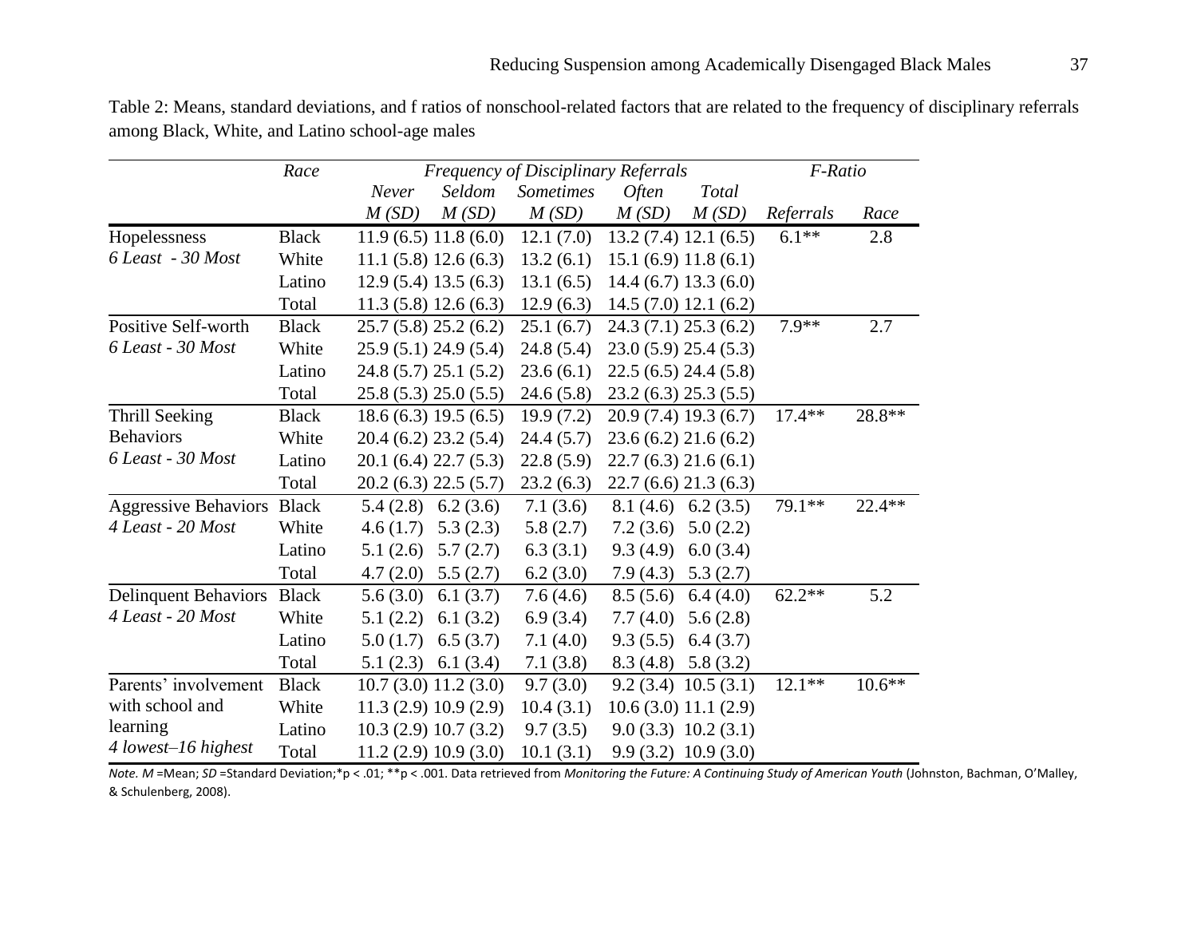Table 2: Means, standard deviations, and f ratios of nonschool-related factors that are related to the frequency of disciplinary referrals among Black, White, and Latino school-age males

| | *Race* | *Frequency of Disciplinary Referrals* | | | | | *F-Ratio* | |
|---|---|---|---|---|---|---|---|---|
| | | *Never* | *Seldom* | *Sometimes* | *Often* | *Total* | | |
| | | *M (SD)* | *M (SD)* | *M (SD)* | *M (SD)* | *M (SD)* | *Referrals* | *Race* |
| Hopelessness | Black | 11.9 (6.5) | 11.8 (6.0) | 12.1 (7.0) | 13.2 (7.4) | 12.1 (6.5) | 6.1** | 2.8 |
| *6 Least - 30 Most* | White | 11.1 (5.8) | 12.6 (6.3) | 13.2 (6.1) | 15.1 (6.9) | 11.8 (6.1) | | |
| | Latino | 12.9 (5.4) | 13.5 (6.3) | 13.1 (6.5) | 14.4 (6.7) | 13.3 (6.0) | | |
| | Total | 11.3 (5.8) | 12.6 (6.3) | 12.9 (6.3) | 14.5 (7.0) | 12.1 (6.2) | | |
| Positive Self-worth | Black | 25.7 (5.8) | 25.2 (6.2) | 25.1 (6.7) | 24.3 (7.1) | 25.3 (6.2) | 7.9** | 2.7 |
| *6 Least - 30 Most* | White | 25.9 (5.1) | 24.9 (5.4) | 24.8 (5.4) | 23.0 (5.9) | 25.4 (5.3) | | |
| | Latino | 24.8 (5.7) | 25.1 (5.2) | 23.6 (6.1) | 22.5 (6.5) | 24.4 (5.8) | | |
| | Total | 25.8 (5.3) | 25.0 (5.5) | 24.6 (5.8) | 23.2 (6.3) | 25.3 (5.5) | | |
| Thrill Seeking Behaviors | Black | 18.6 (6.3) | 19.5 (6.5) | 19.9 (7.2) | 20.9 (7.4) | 19.3 (6.7) | 17.4** | 28.8** |
| *6 Least - 30 Most* | White | 20.4 (6.2) | 23.2 (5.4) | 24.4 (5.7) | 23.6 (6.2) | 21.6 (6.2) | | |
| | Latino | 20.1 (6.4) | 22.7 (5.3) | 22.8 (5.9) | 22.7 (6.3) | 21.6 (6.1) | | |
| | Total | 20.2 (6.3) | 22.5 (5.7) | 23.2 (6.3) | 22.7 (6.6) | 21.3 (6.3) | | |
| Aggressive Behaviors | Black | 5.4 (2.8) | 6.2 (3.6) | 7.1 (3.6) | 8.1 (4.6) | 6.2 (3.5) | 79.1** | 22.4** |
| *4 Least - 20 Most* | White | 4.6 (1.7) | 5.3 (2.3) | 5.8 (2.7) | 7.2 (3.6) | 5.0 (2.2) | | |
| | Latino | 5.1 (2.6) | 5.7 (2.7) | 6.3 (3.1) | 9.3 (4.9) | 6.0 (3.4) | | |
| | Total | 4.7 (2.0) | 5.5 (2.7) | 6.2 (3.0) | 7.9 (4.3) | 5.3 (2.7) | | |
| Delinquent Behaviors | Black | 5.6 (3.0) | 6.1 (3.7) | 7.6 (4.6) | 8.5 (5.6) | 6.4 (4.0) | 62.2** | 5.2 |
| *4 Least - 20 Most* | White | 5.1 (2.2) | 6.1 (3.2) | 6.9 (3.4) | 7.7 (4.0) | 5.6 (2.8) | | |
| | Latino | 5.0 (1.7) | 6.5 (3.7) | 7.1 (4.0) | 9.3 (5.5) | 6.4 (3.7) | | |
| | Total | 5.1 (2.3) | 6.1 (3.4) | 7.1 (3.8) | 8.3 (4.8) | 5.8 (3.2) | | |
| Parents' involvement with school and learning | Black | 10.7 (3.0) | 11.2 (3.0) | 9.7 (3.0) | 9.2 (3.4) | 10.5 (3.1) | 12.1** | 10.6** |
| *4 lowest–16 highest* | White | 11.3 (2.9) | 10.9 (2.9) | 10.4 (3.1) | 10.6 (3.0) | 11.1 (2.9) | | |
| | Latino | 10.3 (2.9) | 10.7 (3.2) | 9.7 (3.5) | 9.0 (3.3) | 10.2 (3.1) | | |
| | Total | 11.2 (2.9) | 10.9 (3.0) | 10.1 (3.1) | 9.9 (3.2) | 10.9 (3.0) | | |

*Note. M* =Mean; *SD* =Standard Deviation;*p < .01; **p < .001. Data retrieved from *Monitoring the Future: A Continuing Study of American Youth* (Johnston, Bachman, O'Malley, & Schulenberg, 2008).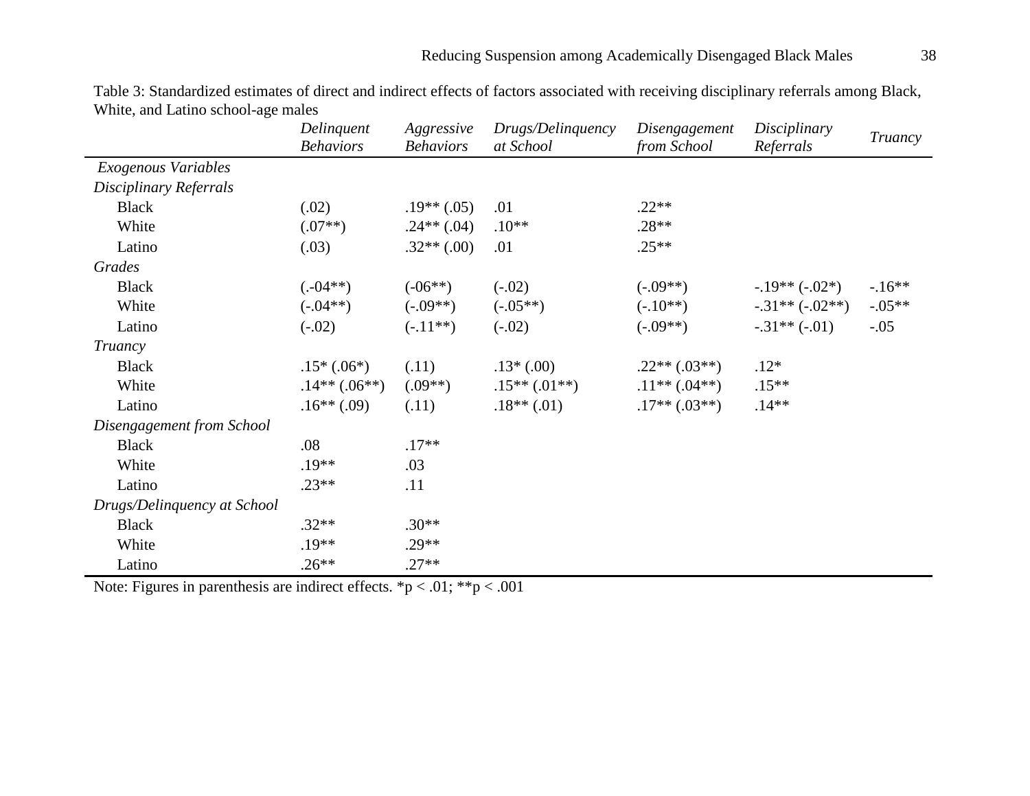Table 3: Standardized estimates of direct and indirect effects of factors associated with receiving disciplinary referrals among Black, White, and Latino school-age males

| | *Delinquent Behaviors* | *Aggressive Behaviors* | *Drugs/Delinquency at School* | *Disengagement from School* | *Disciplinary Referrals* | *Truancy* |
|---|---|---|---|---|---|---|
| *Exogenous Variables* | | | | | | |
| *Disciplinary Referrals* | | | | | | |
| Black | (.02) | .19** (.05) | .01 | .22** | | |
| White | (.07**) | .24** (.04) | .10** | .28** | | |
| Latino | (.03) | .32** (.00) | .01 | .25** | | |
| *Grades* | | | | | | |
| Black | (.-04**) | (-06**) | (-.02) | (-.09**) | -.19** (-.02*) | -.16** |
| White | (-.04**) | (-.09**) | (-.05**) | (-.10**) | -.31** (-.02**) | -.05** |
| Latino | (-.02) | (-.11**) | (-.02) | (-.09**) | -.31** (-.01) | -.05 |
| *Truancy* | | | | | | |
| Black | .15* (.06*) | (.11) | .13* (.00) | .22** (.03**) | .12* | |
| White | .14** (.06**) | (.09**) | .15** (.01**) | .11** (.04**) | .15** | |
| Latino | .16** (.09) | (.11) | .18** (.01) | .17** (.03**) | .14** | |
| *Disengagement from School* | | | | | | |
| Black | .08 | .17** | | | | |
| White | .19** | .03 | | | | |
| Latino | .23** | .11 | | | | |
| *Drugs/Delinquency at School* | | | | | | |
| Black | .32** | .30** | | | | |
| White | .19** | .29** | | | | |
| Latino | .26** | .27** | | | | |

Note: Figures in parenthesis are indirect effects. *p < .01; **p < .001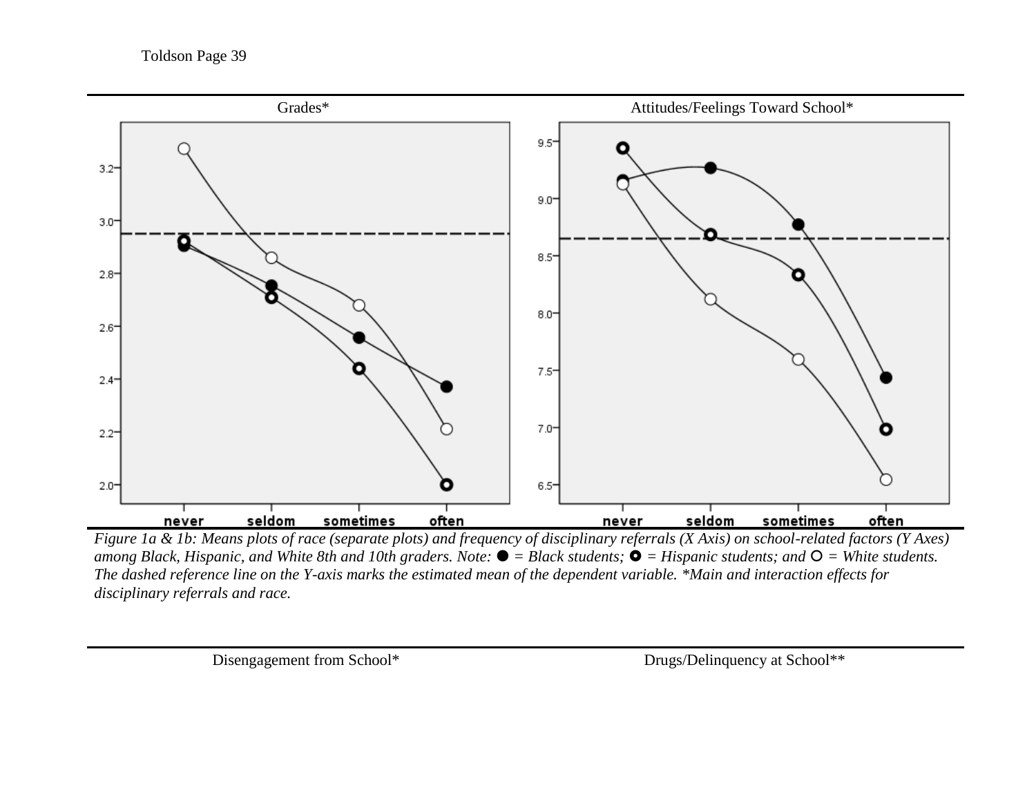Grades*

Attitudes/Feelings Toward School*

*Figure 1a & 1b: Means plots of race (separate plots) and frequency of disciplinary referrals (X Axis) on school-related factors (Y Axes) among Black, Hispanic, and White 8th and 10th graders. Note: ● = Black students; ⊙ = Hispanic students; and ○ = White students. The dashed reference line on the Y-axis marks the estimated mean of the dependent variable. *Main and interaction effects for disciplinary referrals and race.*

Disengagement from School*

Drugs/Delinquency at School**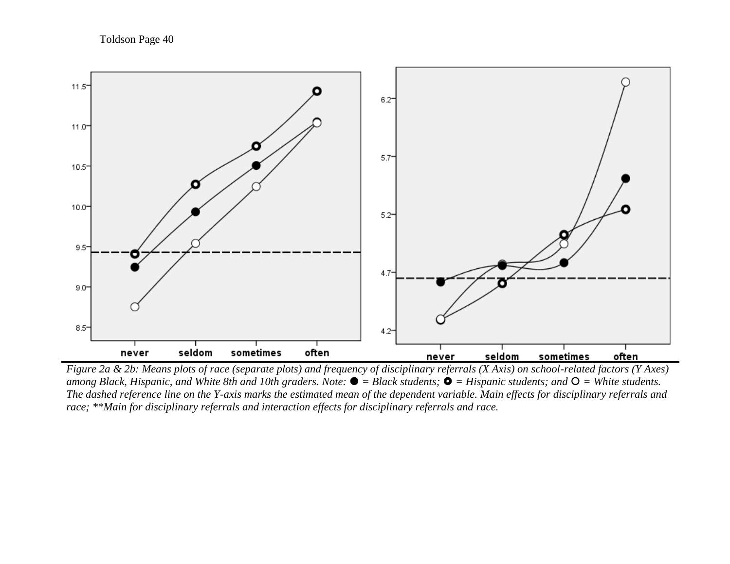*Figure 2a & 2b: Means plots of race (separate plots) and frequency of disciplinary referrals (X Axis) on school-related factors (Y Axes) among Black, Hispanic, and White 8th and 10th graders. Note: ● = Black students; ◉ = Hispanic students; and ○ = White students. The dashed reference line on the Y-axis marks the estimated mean of the dependent variable. Main effects for disciplinary referrals and race; \*\*Main for disciplinary referrals and interaction effects for disciplinary referrals and race.*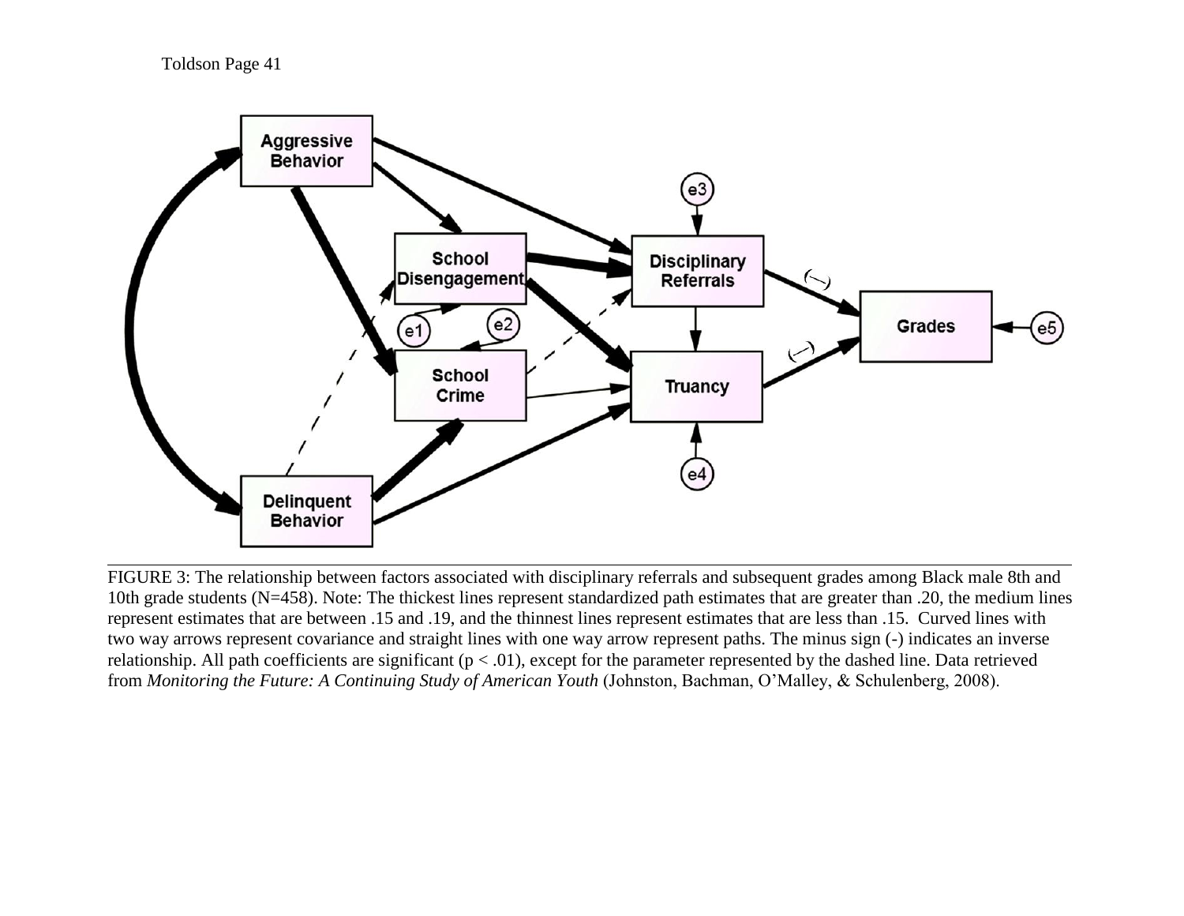FIGURE 3: The relationship between factors associated with disciplinary referrals and subsequent grades among Black male 8th and 10th grade students (N=458). Note: The thickest lines represent standardized path estimates that are greater than .20, the medium lines represent estimates that are between .15 and .19, and the thinnest lines represent estimates that are less than .15. Curved lines with two way arrows represent covariance and straight lines with one way arrow represent paths. The minus sign (-) indicates an inverse relationship. All path coefficients are significant ($p < .01$), except for the parameter represented by the dashed line. Data retrieved from *Monitoring the Future: A Continuing Study of American Youth* (Johnston, Bachman, O'Malley, & Schulenberg, 2008).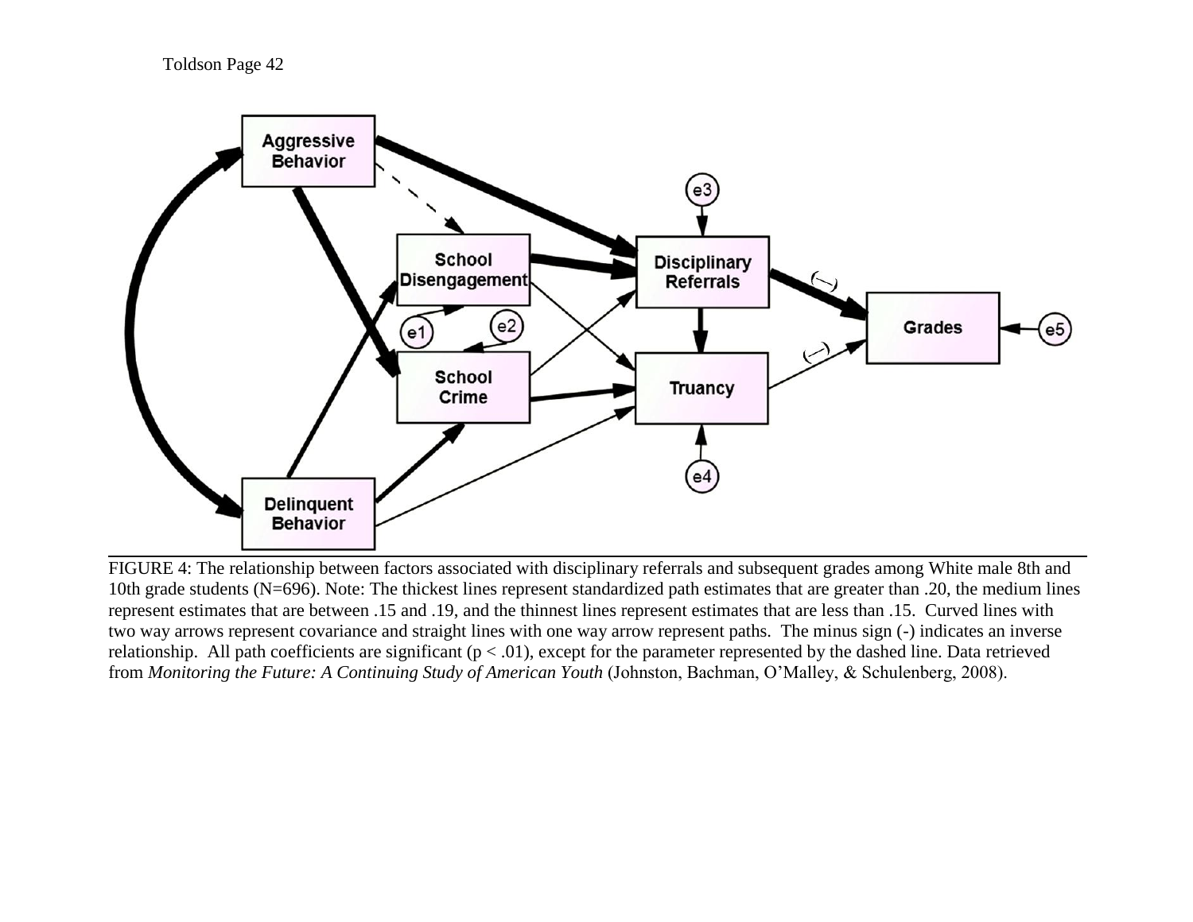FIGURE 4: The relationship between factors associated with disciplinary referrals and subsequent grades among White male 8th and 10th grade students (N=696). Note: The thickest lines represent standardized path estimates that are greater than .20, the medium lines represent estimates that are between .15 and .19, and the thinnest lines represent estimates that are less than .15. Curved lines with two way arrows represent covariance and straight lines with one way arrow represent paths. The minus sign (-) indicates an inverse relationship. All path coefficients are significant ($p < .01$), except for the parameter represented by the dashed line. Data retrieved from *Monitoring the Future: A Continuing Study of American Youth* (Johnston, Bachman, O'Malley, & Schulenberg, 2008).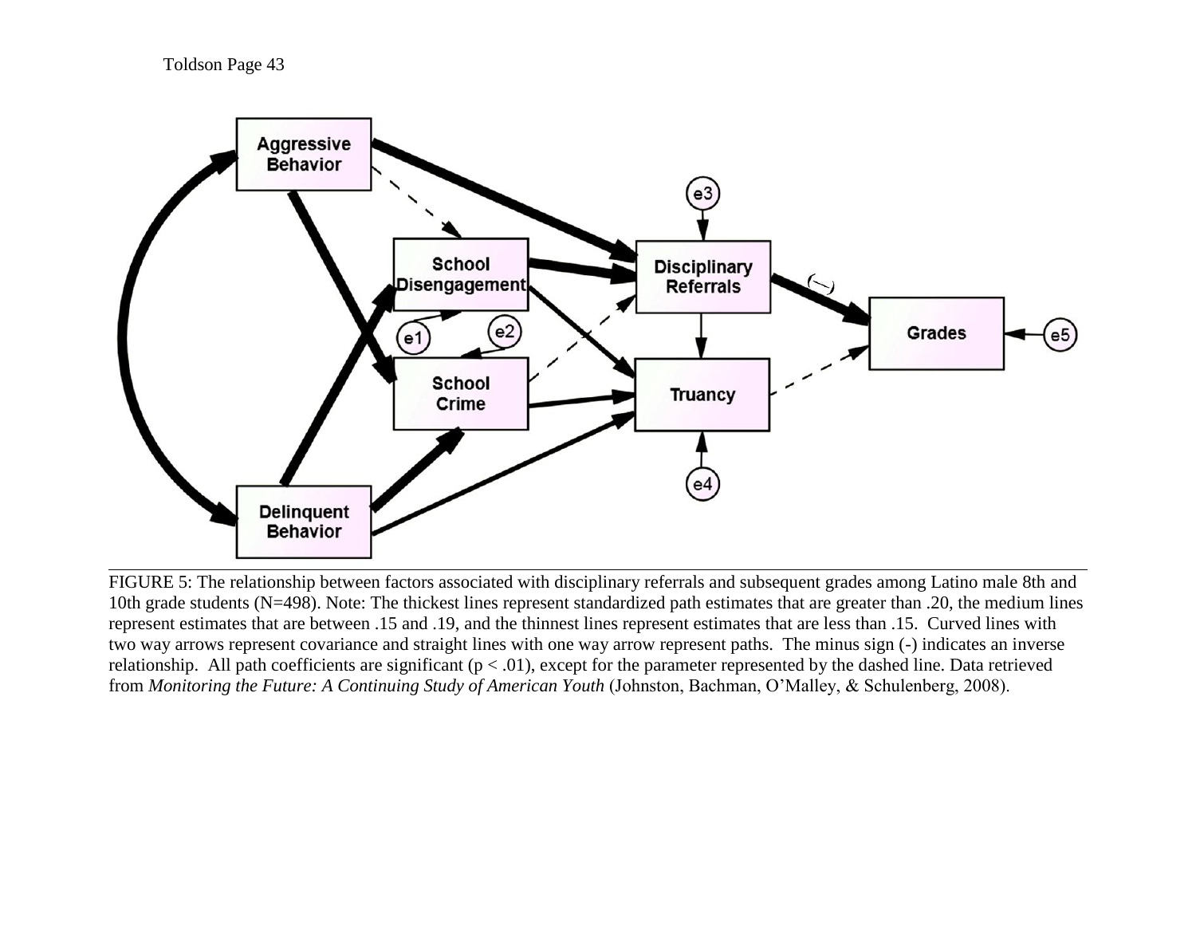Aggressive Behavior

School Disengagement

School Crime

Delinquent Behavior

Disciplinary Referrals

Truancy

Grades

e1

e2

e3

e4

e5

(–)

FIGURE 5: The relationship between factors associated with disciplinary referrals and subsequent grades among Latino male 8th and 10th grade students (N=498). Note: The thickest lines represent standardized path estimates that are greater than .20, the medium lines represent estimates that are between .15 and .19, and the thinnest lines represent estimates that are less than .15. Curved lines with two way arrows represent covariance and straight lines with one way arrow represent paths. The minus sign (-) indicates an inverse relationship. All path coefficients are significant ($p < .01$), except for the parameter represented by the dashed line. Data retrieved from *Monitoring the Future: A Continuing Study of American Youth* (Johnston, Bachman, O'Malley, & Schulenberg, 2008).